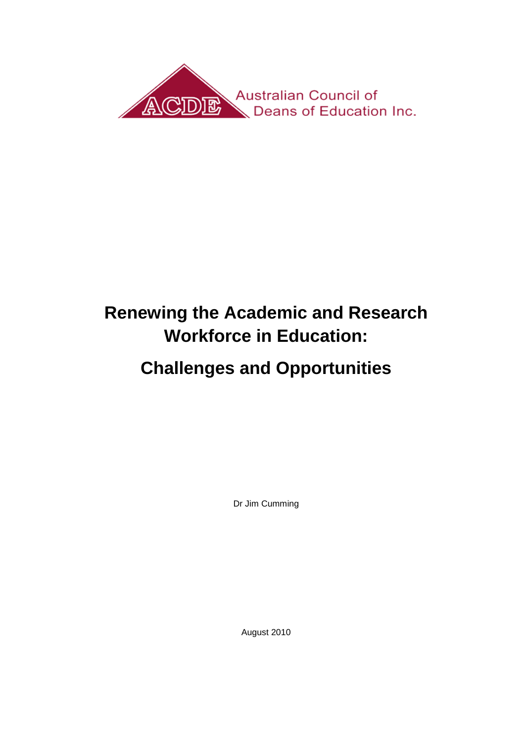ACDE Australian Council of Deans of Education Inc.

# Renewing the Academic and Research Workforce in Education:

# Challenges and Opportunities

Dr Jim Cumming

August 2010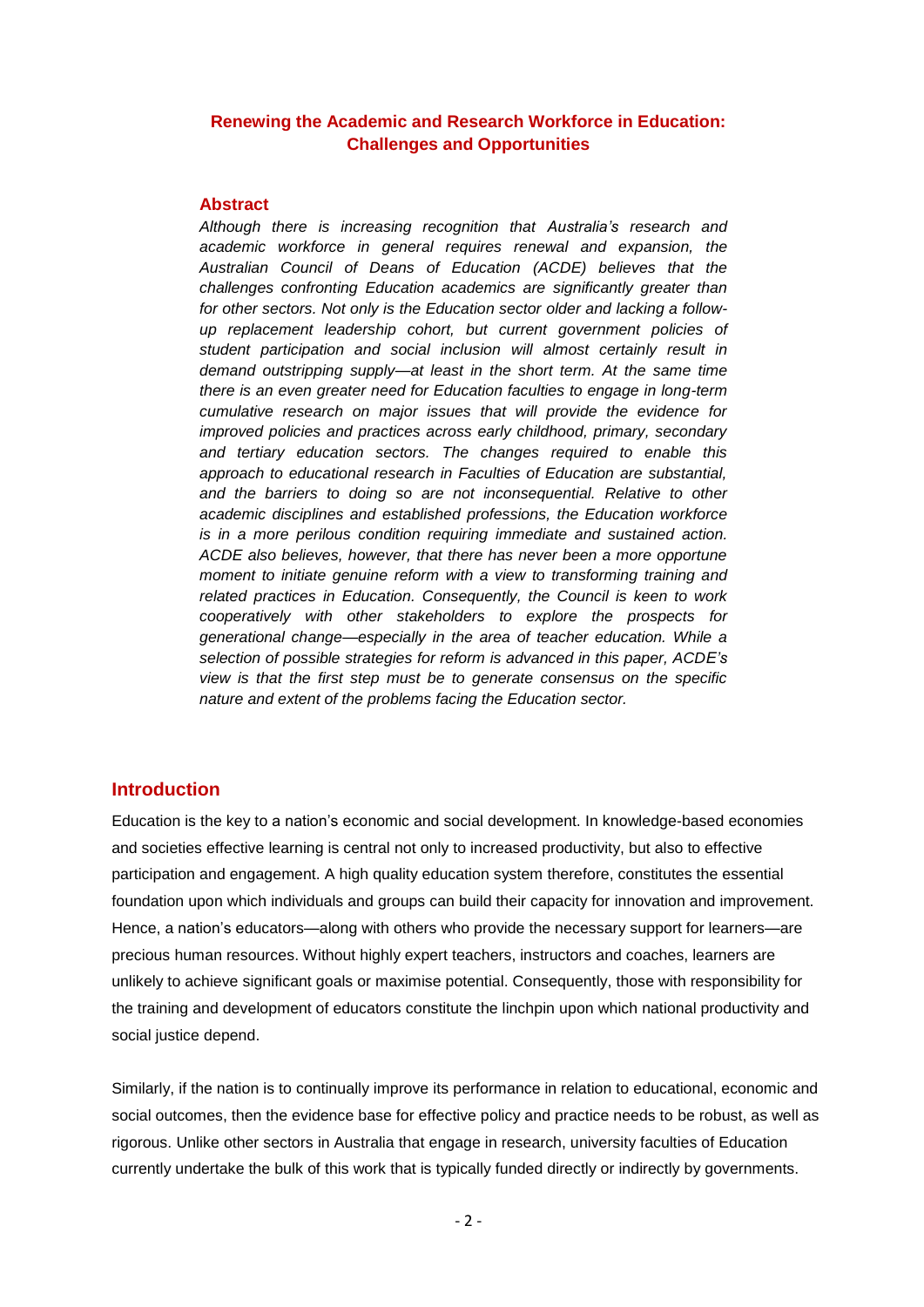## Renewing the Academic and Research Workforce in Education: Challenges and Opportunities

### Abstract

*Although there is increasing recognition that Australia's research and academic workforce in general requires renewal and expansion, the Australian Council of Deans of Education (ACDE) believes that the challenges confronting Education academics are significantly greater than for other sectors. Not only is the Education sector older and lacking a follow-up replacement leadership cohort, but current government policies of student participation and social inclusion will almost certainly result in demand outstripping supply—at least in the short term. At the same time there is an even greater need for Education faculties to engage in long-term cumulative research on major issues that will provide the evidence for improved policies and practices across early childhood, primary, secondary and tertiary education sectors. The changes required to enable this approach to educational research in Faculties of Education are substantial, and the barriers to doing so are not inconsequential. Relative to other academic disciplines and established professions, the Education workforce is in a more perilous condition requiring immediate and sustained action. ACDE also believes, however, that there has never been a more opportune moment to initiate genuine reform with a view to transforming training and related practices in Education. Consequently, the Council is keen to work cooperatively with other stakeholders to explore the prospects for generational change—especially in the area of teacher education. While a selection of possible strategies for reform is advanced in this paper, ACDE's view is that the first step must be to generate consensus on the specific nature and extent of the problems facing the Education sector.*

## Introduction

Education is the key to a nation's economic and social development. In knowledge-based economies and societies effective learning is central not only to increased productivity, but also to effective participation and engagement. A high quality education system therefore, constitutes the essential foundation upon which individuals and groups can build their capacity for innovation and improvement. Hence, a nation's educators—along with others who provide the necessary support for learners—are precious human resources. Without highly expert teachers, instructors and coaches, learners are unlikely to achieve significant goals or maximise potential. Consequently, those with responsibility for the training and development of educators constitute the linchpin upon which national productivity and social justice depend.

Similarly, if the nation is to continually improve its performance in relation to educational, economic and social outcomes, then the evidence base for effective policy and practice needs to be robust, as well as rigorous. Unlike other sectors in Australia that engage in research, university faculties of Education currently undertake the bulk of this work that is typically funded directly or indirectly by governments.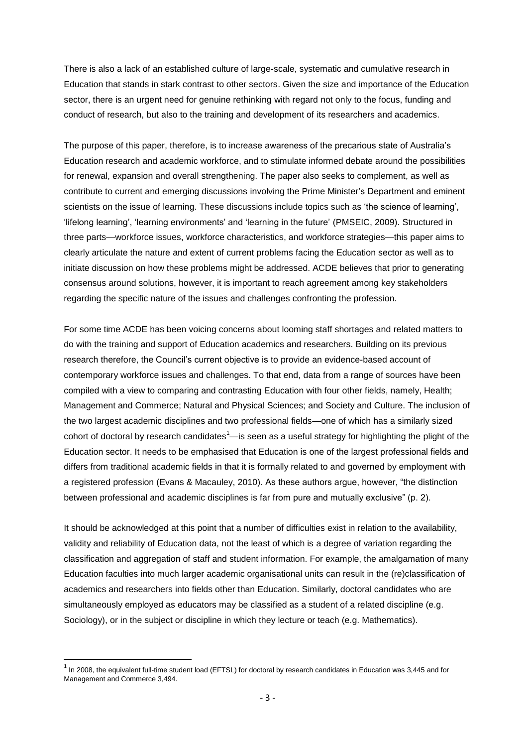There is also a lack of an established culture of large-scale, systematic and cumulative research in Education that stands in stark contrast to other sectors. Given the size and importance of the Education sector, there is an urgent need for genuine rethinking with regard not only to the focus, funding and conduct of research, but also to the training and development of its researchers and academics.

The purpose of this paper, therefore, is to increase awareness of the precarious state of Australia's Education research and academic workforce, and to stimulate informed debate around the possibilities for renewal, expansion and overall strengthening. The paper also seeks to complement, as well as contribute to current and emerging discussions involving the Prime Minister's Department and eminent scientists on the issue of learning. These discussions include topics such as 'the science of learning', 'lifelong learning', 'learning environments' and 'learning in the future' (PMSEIC, 2009). Structured in three parts—workforce issues, workforce characteristics, and workforce strategies—this paper aims to clearly articulate the nature and extent of current problems facing the Education sector as well as to initiate discussion on how these problems might be addressed. ACDE believes that prior to generating consensus around solutions, however, it is important to reach agreement among key stakeholders regarding the specific nature of the issues and challenges confronting the profession.

For some time ACDE has been voicing concerns about looming staff shortages and related matters to do with the training and support of Education academics and researchers. Building on its previous research therefore, the Council's current objective is to provide an evidence-based account of contemporary workforce issues and challenges. To that end, data from a range of sources have been compiled with a view to comparing and contrasting Education with four other fields, namely, Health; Management and Commerce; Natural and Physical Sciences; and Society and Culture. The inclusion of the two largest academic disciplines and two professional fields—one of which has a similarly sized cohort of doctoral by research candidates[1]—is seen as a useful strategy for highlighting the plight of the Education sector. It needs to be emphasised that Education is one of the largest professional fields and differs from traditional academic fields in that it is formally related to and governed by employment with a registered profession (Evans & Macauley, 2010). As these authors argue, however, "the distinction between professional and academic disciplines is far from pure and mutually exclusive" (p. 2).

It should be acknowledged at this point that a number of difficulties exist in relation to the availability, validity and reliability of Education data, not the least of which is a degree of variation regarding the classification and aggregation of staff and student information. For example, the amalgamation of many Education faculties into much larger academic organisational units can result in the (re)classification of academics and researchers into fields other than Education. Similarly, doctoral candidates who are simultaneously employed as educators may be classified as a student of a related discipline (e.g. Sociology), or in the subject or discipline in which they lecture or teach (e.g. Mathematics).

[1] In 2008, the equivalent full-time student load (EFTSL) for doctoral by research candidates in Education was 3,445 and for Management and Commerce 3,494.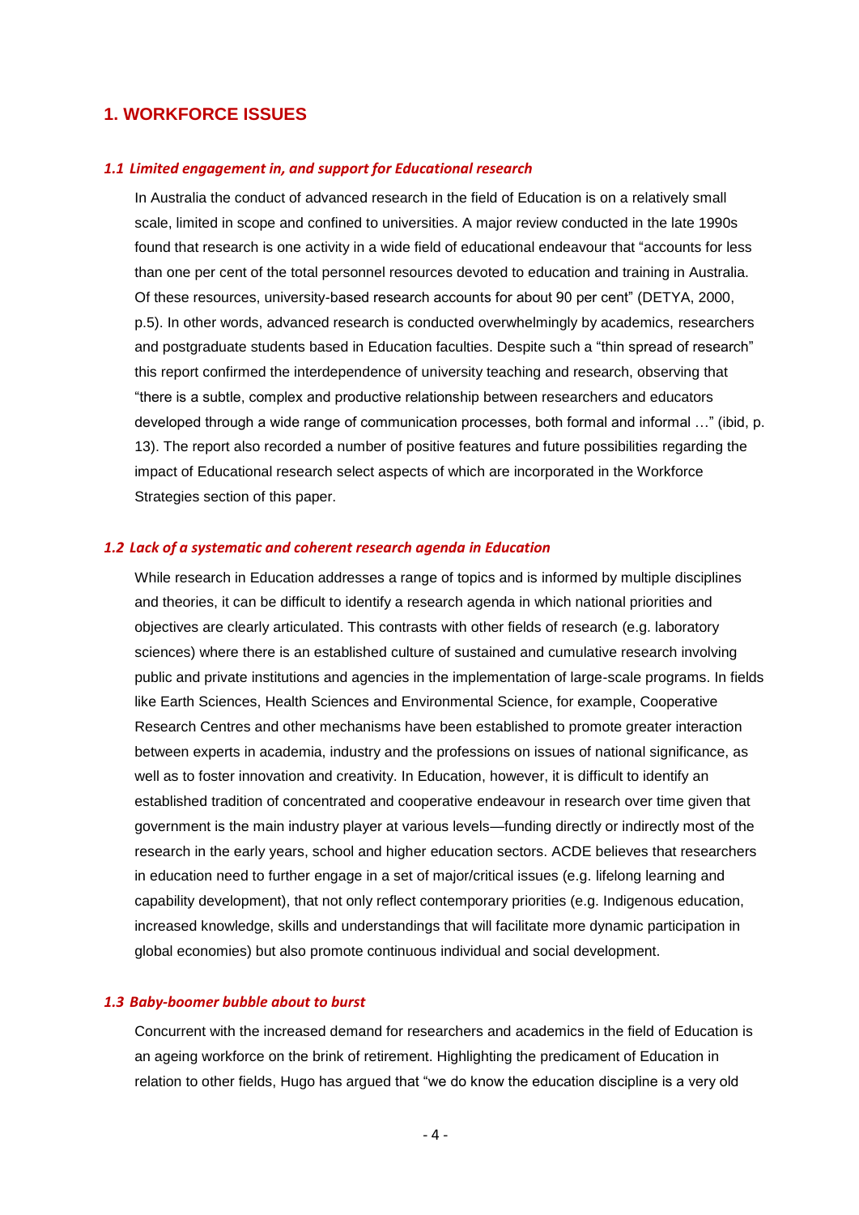## 1. WORKFORCE ISSUES

### *1.1 Limited engagement in, and support for Educational research*

In Australia the conduct of advanced research in the field of Education is on a relatively small scale, limited in scope and confined to universities. A major review conducted in the late 1990s found that research is one activity in a wide field of educational endeavour that "accounts for less than one per cent of the total personnel resources devoted to education and training in Australia. Of these resources, university-based research accounts for about 90 per cent" (DETYA, 2000, p.5). In other words, advanced research is conducted overwhelmingly by academics, researchers and postgraduate students based in Education faculties. Despite such a "thin spread of research" this report confirmed the interdependence of university teaching and research, observing that "there is a subtle, complex and productive relationship between researchers and educators developed through a wide range of communication processes, both formal and informal …" (ibid, p. 13). The report also recorded a number of positive features and future possibilities regarding the impact of Educational research select aspects of which are incorporated in the Workforce Strategies section of this paper.

### *1.2 Lack of a systematic and coherent research agenda in Education*

While research in Education addresses a range of topics and is informed by multiple disciplines and theories, it can be difficult to identify a research agenda in which national priorities and objectives are clearly articulated. This contrasts with other fields of research (e.g. laboratory sciences) where there is an established culture of sustained and cumulative research involving public and private institutions and agencies in the implementation of large-scale programs. In fields like Earth Sciences, Health Sciences and Environmental Science, for example, Cooperative Research Centres and other mechanisms have been established to promote greater interaction between experts in academia, industry and the professions on issues of national significance, as well as to foster innovation and creativity. In Education, however, it is difficult to identify an established tradition of concentrated and cooperative endeavour in research over time given that government is the main industry player at various levels—funding directly or indirectly most of the research in the early years, school and higher education sectors. ACDE believes that researchers in education need to further engage in a set of major/critical issues (e.g. lifelong learning and capability development), that not only reflect contemporary priorities (e.g. Indigenous education, increased knowledge, skills and understandings that will facilitate more dynamic participation in global economies) but also promote continuous individual and social development.

### *1.3 Baby-boomer bubble about to burst*

Concurrent with the increased demand for researchers and academics in the field of Education is an ageing workforce on the brink of retirement. Highlighting the predicament of Education in relation to other fields, Hugo has argued that "we do know the education discipline is a very old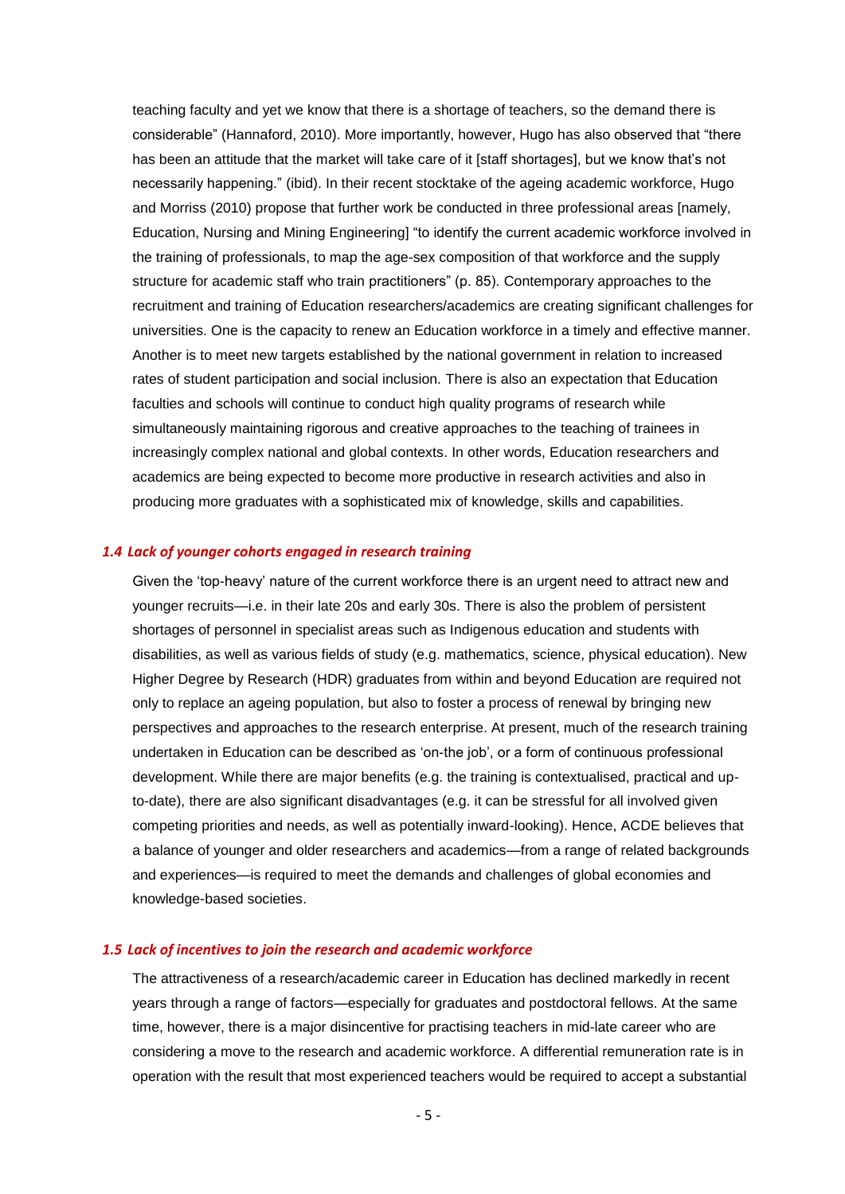teaching faculty and yet we know that there is a shortage of teachers, so the demand there is considerable" (Hannaford, 2010). More importantly, however, Hugo has also observed that "there has been an attitude that the market will take care of it [staff shortages], but we know that's not necessarily happening." (ibid). In their recent stocktake of the ageing academic workforce, Hugo and Morriss (2010) propose that further work be conducted in three professional areas [namely, Education, Nursing and Mining Engineering] "to identify the current academic workforce involved in the training of professionals, to map the age-sex composition of that workforce and the supply structure for academic staff who train practitioners" (p. 85). Contemporary approaches to the recruitment and training of Education researchers/academics are creating significant challenges for universities. One is the capacity to renew an Education workforce in a timely and effective manner. Another is to meet new targets established by the national government in relation to increased rates of student participation and social inclusion. There is also an expectation that Education faculties and schools will continue to conduct high quality programs of research while simultaneously maintaining rigorous and creative approaches to the teaching of trainees in increasingly complex national and global contexts. In other words, Education researchers and academics are being expected to become more productive in research activities and also in producing more graduates with a sophisticated mix of knowledge, skills and capabilities.

### *1.4 Lack of younger cohorts engaged in research training*

Given the 'top-heavy' nature of the current workforce there is an urgent need to attract new and younger recruits—i.e. in their late 20s and early 30s. There is also the problem of persistent shortages of personnel in specialist areas such as Indigenous education and students with disabilities, as well as various fields of study (e.g. mathematics, science, physical education). New Higher Degree by Research (HDR) graduates from within and beyond Education are required not only to replace an ageing population, but also to foster a process of renewal by bringing new perspectives and approaches to the research enterprise. At present, much of the research training undertaken in Education can be described as 'on-the job', or a form of continuous professional development. While there are major benefits (e.g. the training is contextualised, practical and up-to-date), there are also significant disadvantages (e.g. it can be stressful for all involved given competing priorities and needs, as well as potentially inward-looking). Hence, ACDE believes that a balance of younger and older researchers and academics—from a range of related backgrounds and experiences—is required to meet the demands and challenges of global economies and knowledge-based societies.

### *1.5 Lack of incentives to join the research and academic workforce*

The attractiveness of a research/academic career in Education has declined markedly in recent years through a range of factors—especially for graduates and postdoctoral fellows. At the same time, however, there is a major disincentive for practising teachers in mid-late career who are considering a move to the research and academic workforce. A differential remuneration rate is in operation with the result that most experienced teachers would be required to accept a substantial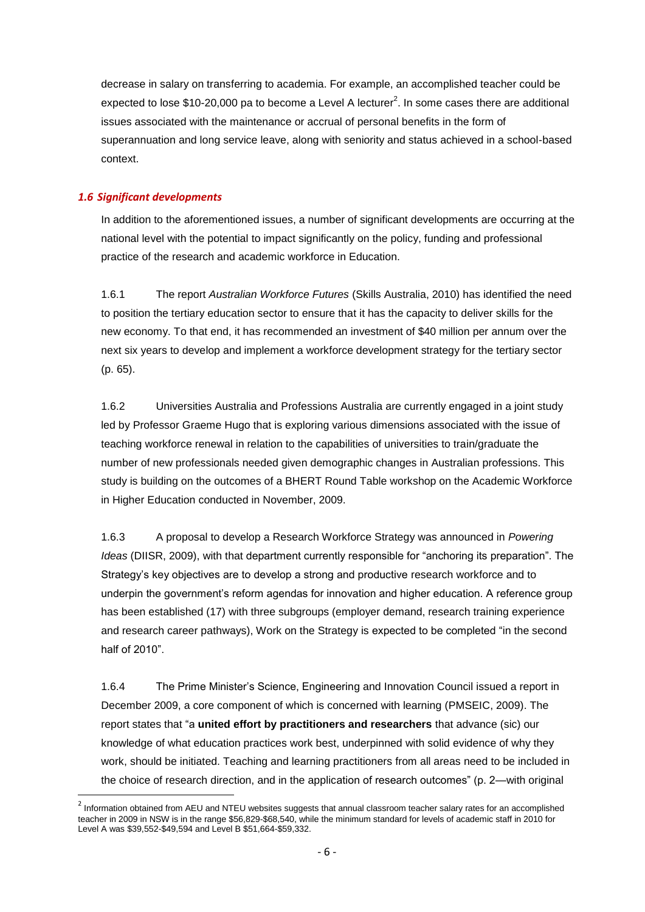decrease in salary on transferring to academia. For example, an accomplished teacher could be expected to lose $10-20,000 pa to become a Level A lecturer[2]. In some cases there are additional issues associated with the maintenance or accrual of personal benefits in the form of superannuation and long service leave, along with seniority and status achieved in a school-based context.

### *1.6 Significant developments*

In addition to the aforementioned issues, a number of significant developments are occurring at the national level with the potential to impact significantly on the policy, funding and professional practice of the research and academic workforce in Education.

1.6.1 The report *Australian Workforce Futures* (Skills Australia, 2010) has identified the need to position the tertiary education sector to ensure that it has the capacity to deliver skills for the new economy. To that end, it has recommended an investment of $40 million per annum over the next six years to develop and implement a workforce development strategy for the tertiary sector (p. 65).

1.6.2 Universities Australia and Professions Australia are currently engaged in a joint study led by Professor Graeme Hugo that is exploring various dimensions associated with the issue of teaching workforce renewal in relation to the capabilities of universities to train/graduate the number of new professionals needed given demographic changes in Australian professions. This study is building on the outcomes of a BHERT Round Table workshop on the Academic Workforce in Higher Education conducted in November, 2009.

1.6.3 A proposal to develop a Research Workforce Strategy was announced in *Powering Ideas* (DIISR, 2009), with that department currently responsible for "anchoring its preparation". The Strategy's key objectives are to develop a strong and productive research workforce and to underpin the government's reform agendas for innovation and higher education. A reference group has been established (17) with three subgroups (employer demand, research training experience and research career pathways), Work on the Strategy is expected to be completed "in the second half of 2010".

1.6.4 The Prime Minister's Science, Engineering and Innovation Council issued a report in December 2009, a core component of which is concerned with learning (PMSEIC, 2009). The report states that "a **united effort by practitioners and researchers** that advance (sic) our knowledge of what education practices work best, underpinned with solid evidence of why they work, should be initiated. Teaching and learning practitioners from all areas need to be included in the choice of research direction, and in the application of research outcomes" (p. 2—with original

---

[2] Information obtained from AEU and NTEU websites suggests that annual classroom teacher salary rates for an accomplished teacher in 2009 in NSW is in the range $56,829-$68,540, while the minimum standard for levels of academic staff in 2010 for Level A was $39,552-$49,594 and Level B $51,664-$59,332.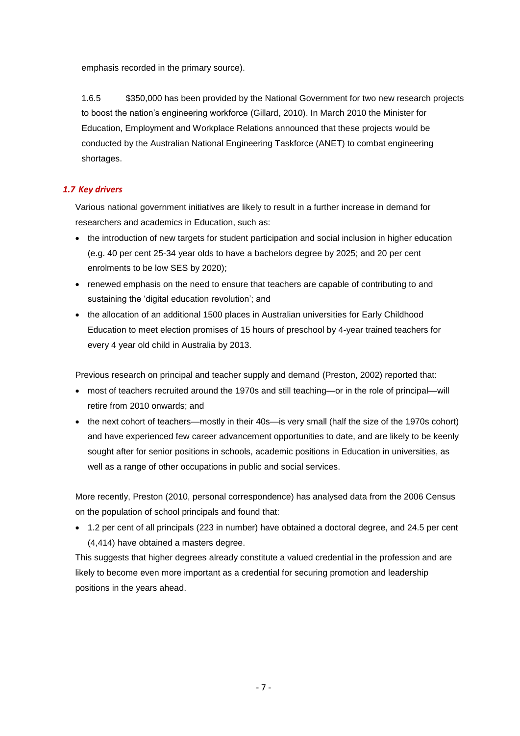emphasis recorded in the primary source).

1.6.5 $350,000 has been provided by the National Government for two new research projects to boost the nation's engineering workforce (Gillard, 2010). In March 2010 the Minister for Education, Employment and Workplace Relations announced that these projects would be conducted by the Australian National Engineering Taskforce (ANET) to combat engineering shortages.

### *1.7 Key drivers*

Various national government initiatives are likely to result in a further increase in demand for researchers and academics in Education, such as:

- the introduction of new targets for student participation and social inclusion in higher education (e.g. 40 per cent 25-34 year olds to have a bachelors degree by 2025; and 20 per cent enrolments to be low SES by 2020);
- renewed emphasis on the need to ensure that teachers are capable of contributing to and sustaining the 'digital education revolution'; and
- the allocation of an additional 1500 places in Australian universities for Early Childhood Education to meet election promises of 15 hours of preschool by 4-year trained teachers for every 4 year old child in Australia by 2013.

Previous research on principal and teacher supply and demand (Preston, 2002) reported that:

- most of teachers recruited around the 1970s and still teaching—or in the role of principal—will retire from 2010 onwards; and
- the next cohort of teachers—mostly in their 40s—is very small (half the size of the 1970s cohort) and have experienced few career advancement opportunities to date, and are likely to be keenly sought after for senior positions in schools, academic positions in Education in universities, as well as a range of other occupations in public and social services.

More recently, Preston (2010, personal correspondence) has analysed data from the 2006 Census on the population of school principals and found that:

- 1.2 per cent of all principals (223 in number) have obtained a doctoral degree, and 24.5 per cent (4,414) have obtained a masters degree.

This suggests that higher degrees already constitute a valued credential in the profession and are likely to become even more important as a credential for securing promotion and leadership positions in the years ahead.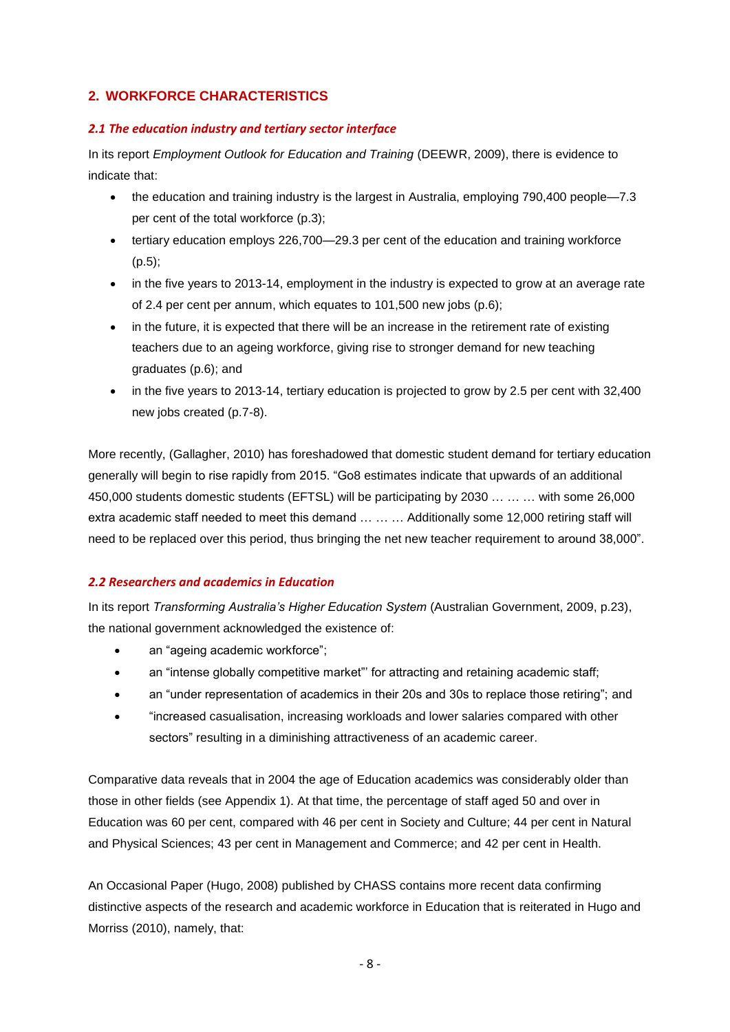## 2. WORKFORCE CHARACTERISTICS

### *2.1 The education industry and tertiary sector interface*

In its report *Employment Outlook for Education and Training* (DEEWR, 2009), there is evidence to indicate that:

- the education and training industry is the largest in Australia, employing 790,400 people—7.3 per cent of the total workforce (p.3);
- tertiary education employs 226,700—29.3 per cent of the education and training workforce (p.5);
- in the five years to 2013-14, employment in the industry is expected to grow at an average rate of 2.4 per cent per annum, which equates to 101,500 new jobs (p.6);
- in the future, it is expected that there will be an increase in the retirement rate of existing teachers due to an ageing workforce, giving rise to stronger demand for new teaching graduates (p.6); and
- in the five years to 2013-14, tertiary education is projected to grow by 2.5 per cent with 32,400 new jobs created (p.7-8).

More recently, (Gallagher, 2010) has foreshadowed that domestic student demand for tertiary education generally will begin to rise rapidly from 2015. "Go8 estimates indicate that upwards of an additional 450,000 students domestic students (EFTSL) will be participating by 2030 … … … with some 26,000 extra academic staff needed to meet this demand … … … Additionally some 12,000 retiring staff will need to be replaced over this period, thus bringing the net new teacher requirement to around 38,000".

### *2.2 Researchers and academics in Education*

In its report *Transforming Australia's Higher Education System* (Australian Government, 2009, p.23), the national government acknowledged the existence of:

- an "ageing academic workforce";
- an "intense globally competitive market"' for attracting and retaining academic staff;
- an "under representation of academics in their 20s and 30s to replace those retiring"; and
- "increased casualisation, increasing workloads and lower salaries compared with other sectors" resulting in a diminishing attractiveness of an academic career.

Comparative data reveals that in 2004 the age of Education academics was considerably older than those in other fields (see Appendix 1). At that time, the percentage of staff aged 50 and over in Education was 60 per cent, compared with 46 per cent in Society and Culture; 44 per cent in Natural and Physical Sciences; 43 per cent in Management and Commerce; and 42 per cent in Health.

An Occasional Paper (Hugo, 2008) published by CHASS contains more recent data confirming distinctive aspects of the research and academic workforce in Education that is reiterated in Hugo and Morriss (2010), namely, that: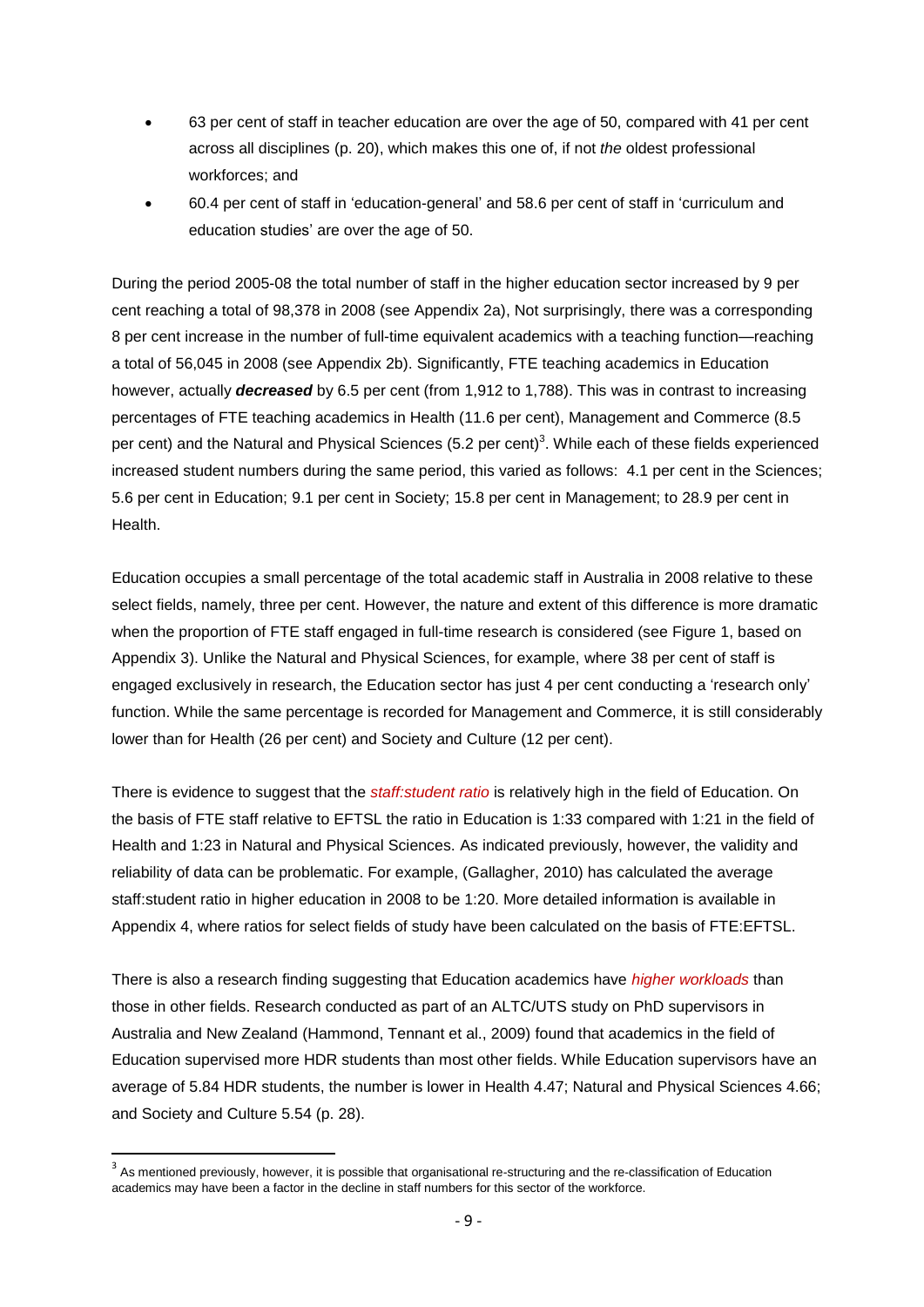- 63 per cent of staff in teacher education are over the age of 50, compared with 41 per cent across all disciplines (p. 20), which makes this one of, if not *the* oldest professional workforces; and
- 60.4 per cent of staff in 'education-general' and 58.6 per cent of staff in 'curriculum and education studies' are over the age of 50.

During the period 2005-08 the total number of staff in the higher education sector increased by 9 per cent reaching a total of 98,378 in 2008 (see Appendix 2a), Not surprisingly, there was a corresponding 8 per cent increase in the number of full-time equivalent academics with a teaching function—reaching a total of 56,045 in 2008 (see Appendix 2b). Significantly, FTE teaching academics in Education however, actually ***decreased*** by 6.5 per cent (from 1,912 to 1,788). This was in contrast to increasing percentages of FTE teaching academics in Health (11.6 per cent), Management and Commerce (8.5 per cent) and the Natural and Physical Sciences (5.2 per cent)[3]. While each of these fields experienced increased student numbers during the same period, this varied as follows: 4.1 per cent in the Sciences; 5.6 per cent in Education; 9.1 per cent in Society; 15.8 per cent in Management; to 28.9 per cent in Health.

Education occupies a small percentage of the total academic staff in Australia in 2008 relative to these select fields, namely, three per cent. However, the nature and extent of this difference is more dramatic when the proportion of FTE staff engaged in full-time research is considered (see Figure 1, based on Appendix 3). Unlike the Natural and Physical Sciences, for example, where 38 per cent of staff is engaged exclusively in research, the Education sector has just 4 per cent conducting a 'research only' function. While the same percentage is recorded for Management and Commerce, it is still considerably lower than for Health (26 per cent) and Society and Culture (12 per cent).

There is evidence to suggest that the *staff:student ratio* is relatively high in the field of Education. On the basis of FTE staff relative to EFTSL the ratio in Education is 1:33 compared with 1:21 in the field of Health and 1:23 in Natural and Physical Sciences. As indicated previously, however, the validity and reliability of data can be problematic. For example, (Gallagher, 2010) has calculated the average staff:student ratio in higher education in 2008 to be 1:20. More detailed information is available in Appendix 4, where ratios for select fields of study have been calculated on the basis of FTE:EFTSL.

There is also a research finding suggesting that Education academics have *higher workloads* than those in other fields. Research conducted as part of an ALTC/UTS study on PhD supervisors in Australia and New Zealand (Hammond, Tennant et al., 2009) found that academics in the field of Education supervised more HDR students than most other fields. While Education supervisors have an average of 5.84 HDR students, the number is lower in Health 4.47; Natural and Physical Sciences 4.66; and Society and Culture 5.54 (p. 28).

[3] As mentioned previously, however, it is possible that organisational re-structuring and the re-classification of Education academics may have been a factor in the decline in staff numbers for this sector of the workforce.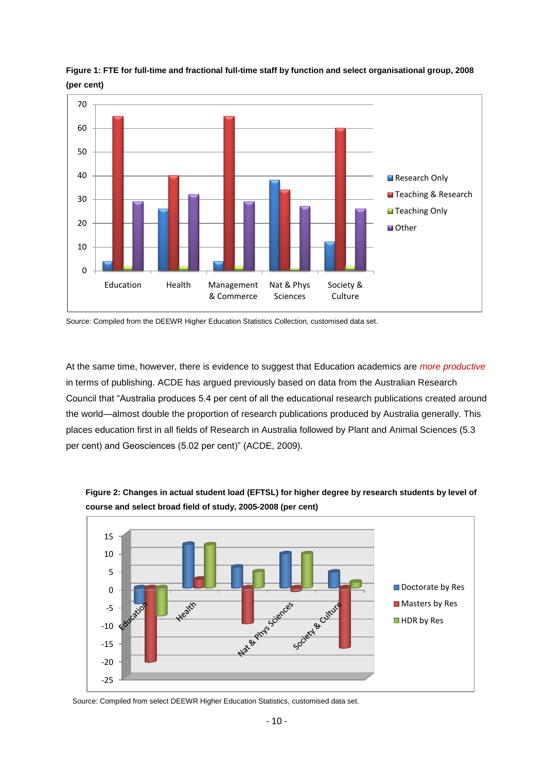**Figure 1: FTE for full-time and fractional full-time staff by function and select organisational group, 2008 (per cent)**

Source: Compiled from the DEEWR Higher Education Statistics Collection, customised data set.

At the same time, however, there is evidence to suggest that Education academics are *more productive* in terms of publishing. ACDE has argued previously based on data from the Australian Research Council that "Australia produces 5.4 per cent of all the educational research publications created around the world—almost double the proportion of research publications produced by Australia generally. This places education first in all fields of Research in Australia followed by Plant and Animal Sciences (5.3 per cent) and Geosciences (5.02 per cent)" (ACDE, 2009).

**Figure 2: Changes in actual student load (EFTSL) for higher degree by research students by level of course and select broad field of study, 2005-2008 (per cent)**

Source: Compiled from select DEEWR Higher Education Statistics, customised data set.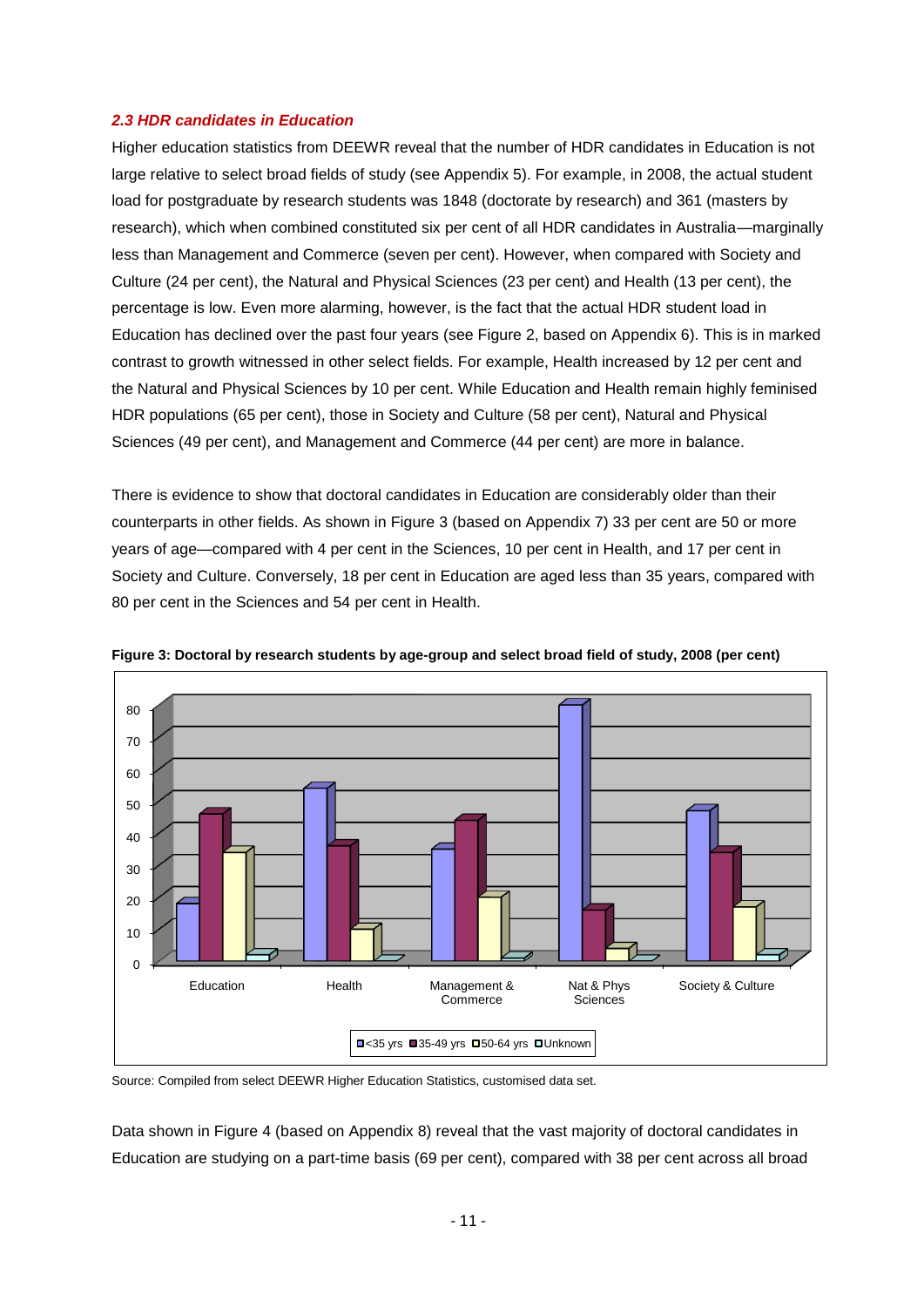### *2.3 HDR candidates in Education*

Higher education statistics from DEEWR reveal that the number of HDR candidates in Education is not large relative to select broad fields of study (see Appendix 5). For example, in 2008, the actual student load for postgraduate by research students was 1848 (doctorate by research) and 361 (masters by research), which when combined constituted six per cent of all HDR candidates in Australia—marginally less than Management and Commerce (seven per cent). However, when compared with Society and Culture (24 per cent), the Natural and Physical Sciences (23 per cent) and Health (13 per cent), the percentage is low. Even more alarming, however, is the fact that the actual HDR student load in Education has declined over the past four years (see Figure 2, based on Appendix 6). This is in marked contrast to growth witnessed in other select fields. For example, Health increased by 12 per cent and the Natural and Physical Sciences by 10 per cent. While Education and Health remain highly feminised HDR populations (65 per cent), those in Society and Culture (58 per cent), Natural and Physical Sciences (49 per cent), and Management and Commerce (44 per cent) are more in balance.

There is evidence to show that doctoral candidates in Education are considerably older than their counterparts in other fields. As shown in Figure 3 (based on Appendix 7) 33 per cent are 50 or more years of age—compared with 4 per cent in the Sciences, 10 per cent in Health, and 17 per cent in Society and Culture. Conversely, 18 per cent in Education are aged less than 35 years, compared with 80 per cent in the Sciences and 54 per cent in Health.

**Figure 3: Doctoral by research students by age-group and select broad field of study, 2008 (per cent)**

Source: Compiled from select DEEWR Higher Education Statistics, customised data set.

Data shown in Figure 4 (based on Appendix 8) reveal that the vast majority of doctoral candidates in Education are studying on a part-time basis (69 per cent), compared with 38 per cent across all broad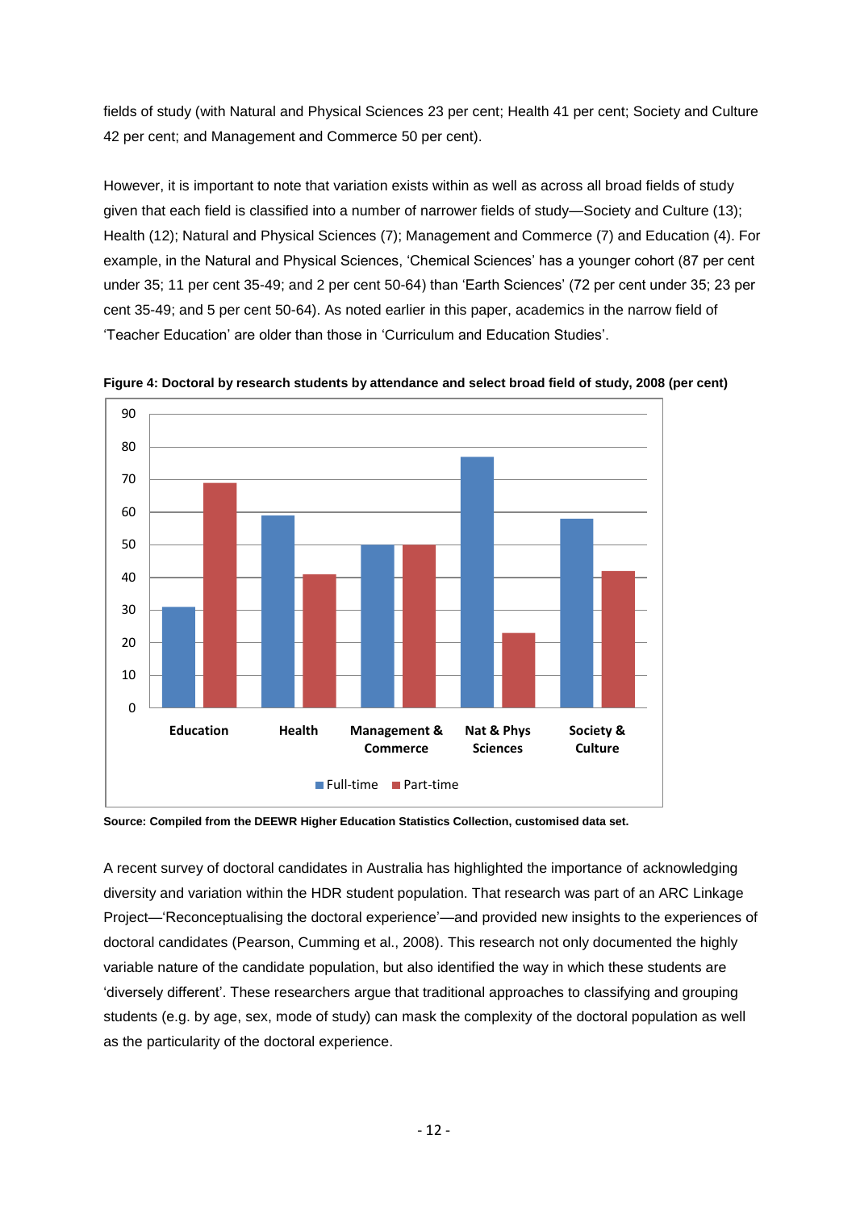fields of study (with Natural and Physical Sciences 23 per cent; Health 41 per cent; Society and Culture 42 per cent; and Management and Commerce 50 per cent).

However, it is important to note that variation exists within as well as across all broad fields of study given that each field is classified into a number of narrower fields of study—Society and Culture (13); Health (12); Natural and Physical Sciences (7); Management and Commerce (7) and Education (4). For example, in the Natural and Physical Sciences, 'Chemical Sciences' has a younger cohort (87 per cent under 35; 11 per cent 35-49; and 2 per cent 50-64) than 'Earth Sciences' (72 per cent under 35; 23 per cent 35-49; and 5 per cent 50-64). As noted earlier in this paper, academics in the narrow field of 'Teacher Education' are older than those in 'Curriculum and Education Studies'.

**Figure 4: Doctoral by research students by attendance and select broad field of study, 2008 (per cent)**

| Field | Full-time | Part-time |
|---|---|---|
| Education | 31 | 69 |
| Health | 59 | 41 |
| Management & Commerce | 50 | 50 |
| Nat & Phys Sciences | 77 | 23 |
| Society & Culture | 58 | 42 |

**Source: Compiled from the DEEWR Higher Education Statistics Collection, customised data set.**

A recent survey of doctoral candidates in Australia has highlighted the importance of acknowledging diversity and variation within the HDR student population. That research was part of an ARC Linkage Project—'Reconceptualising the doctoral experience'—and provided new insights to the experiences of doctoral candidates (Pearson, Cumming et al., 2008). This research not only documented the highly variable nature of the candidate population, but also identified the way in which these students are 'diversely different'. These researchers argue that traditional approaches to classifying and grouping students (e.g. by age, sex, mode of study) can mask the complexity of the doctoral population as well as the particularity of the doctoral experience.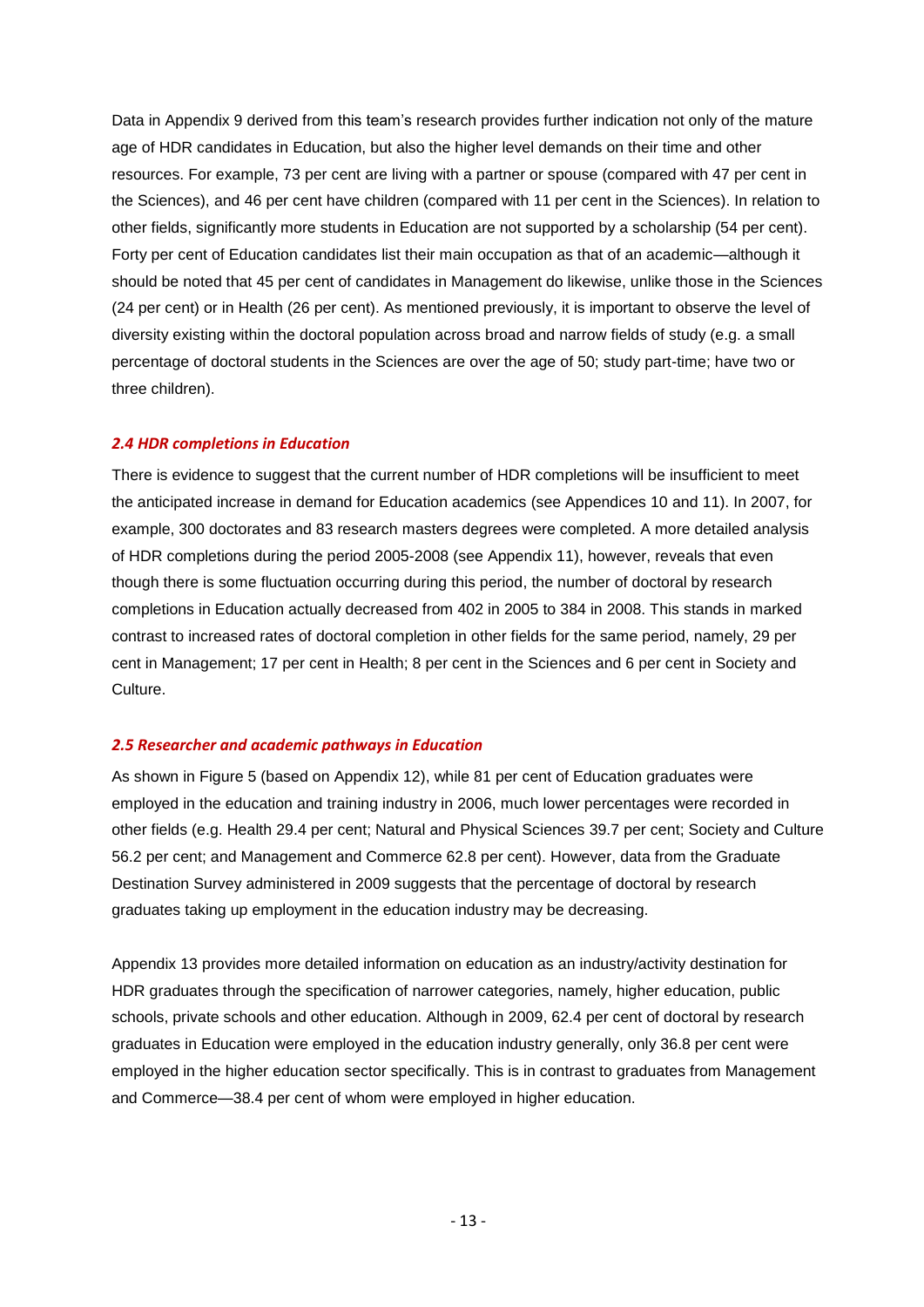Data in Appendix 9 derived from this team's research provides further indication not only of the mature age of HDR candidates in Education, but also the higher level demands on their time and other resources. For example, 73 per cent are living with a partner or spouse (compared with 47 per cent in the Sciences), and 46 per cent have children (compared with 11 per cent in the Sciences). In relation to other fields, significantly more students in Education are not supported by a scholarship (54 per cent). Forty per cent of Education candidates list their main occupation as that of an academic—although it should be noted that 45 per cent of candidates in Management do likewise, unlike those in the Sciences (24 per cent) or in Health (26 per cent). As mentioned previously, it is important to observe the level of diversity existing within the doctoral population across broad and narrow fields of study (e.g. a small percentage of doctoral students in the Sciences are over the age of 50; study part-time; have two or three children).

### *2.4 HDR completions in Education*

There is evidence to suggest that the current number of HDR completions will be insufficient to meet the anticipated increase in demand for Education academics (see Appendices 10 and 11). In 2007, for example, 300 doctorates and 83 research masters degrees were completed. A more detailed analysis of HDR completions during the period 2005-2008 (see Appendix 11), however, reveals that even though there is some fluctuation occurring during this period, the number of doctoral by research completions in Education actually decreased from 402 in 2005 to 384 in 2008. This stands in marked contrast to increased rates of doctoral completion in other fields for the same period, namely, 29 per cent in Management; 17 per cent in Health; 8 per cent in the Sciences and 6 per cent in Society and Culture.

### *2.5 Researcher and academic pathways in Education*

As shown in Figure 5 (based on Appendix 12), while 81 per cent of Education graduates were employed in the education and training industry in 2006, much lower percentages were recorded in other fields (e.g. Health 29.4 per cent; Natural and Physical Sciences 39.7 per cent; Society and Culture 56.2 per cent; and Management and Commerce 62.8 per cent). However, data from the Graduate Destination Survey administered in 2009 suggests that the percentage of doctoral by research graduates taking up employment in the education industry may be decreasing.

Appendix 13 provides more detailed information on education as an industry/activity destination for HDR graduates through the specification of narrower categories, namely, higher education, public schools, private schools and other education. Although in 2009, 62.4 per cent of doctoral by research graduates in Education were employed in the education industry generally, only 36.8 per cent were employed in the higher education sector specifically. This is in contrast to graduates from Management and Commerce—38.4 per cent of whom were employed in higher education.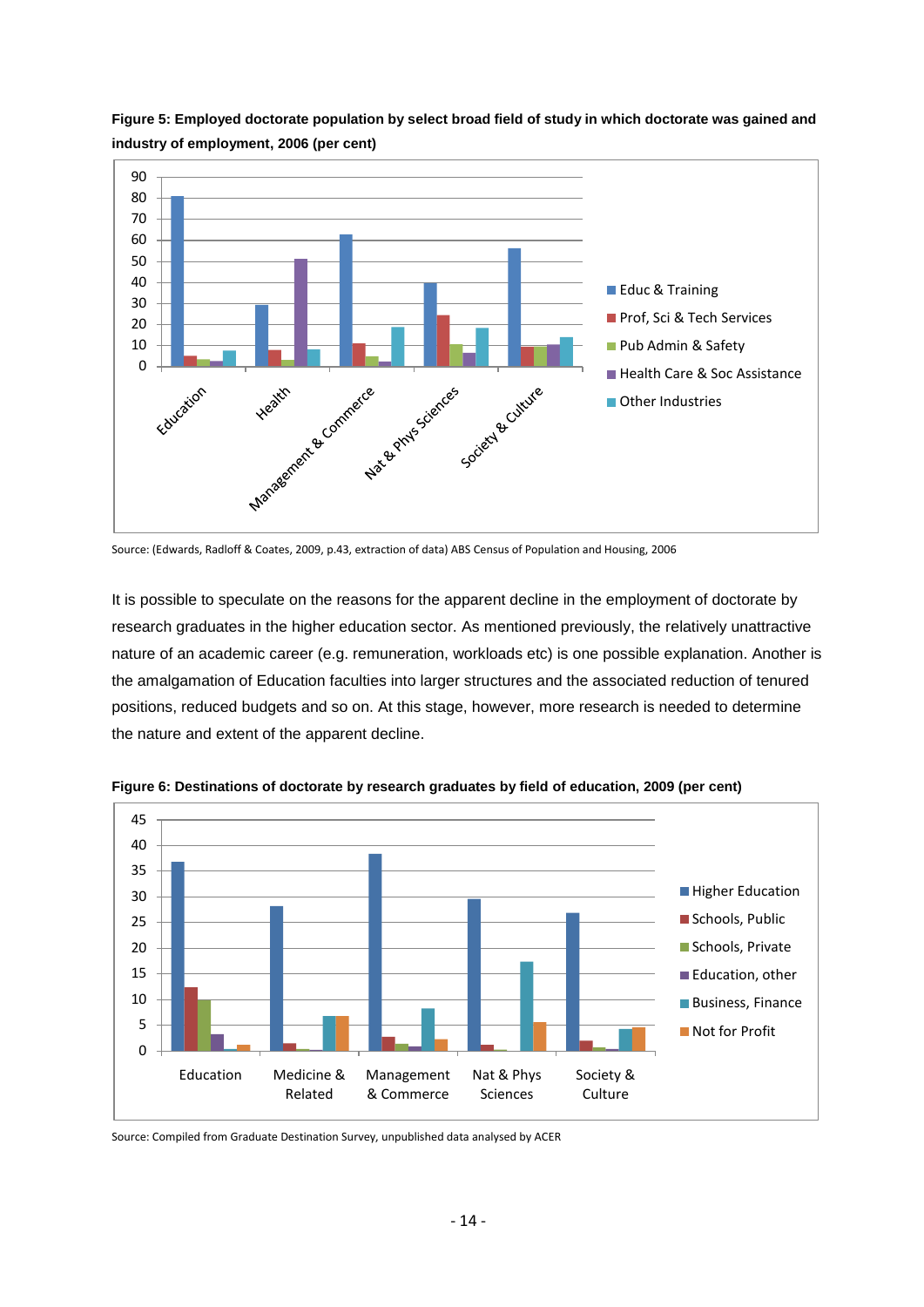**Figure 5: Employed doctorate population by select broad field of study in which doctorate was gained and industry of employment, 2006 (per cent)**

Source: (Edwards, Radloff & Coates, 2009, p.43, extraction of data) ABS Census of Population and Housing, 2006

It is possible to speculate on the reasons for the apparent decline in the employment of doctorate by research graduates in the higher education sector. As mentioned previously, the relatively unattractive nature of an academic career (e.g. remuneration, workloads etc) is one possible explanation. Another is the amalgamation of Education faculties into larger structures and the associated reduction of tenured positions, reduced budgets and so on. At this stage, however, more research is needed to determine the nature and extent of the apparent decline.

**Figure 6: Destinations of doctorate by research graduates by field of education, 2009 (per cent)**

Source: Compiled from Graduate Destination Survey, unpublished data analysed by ACER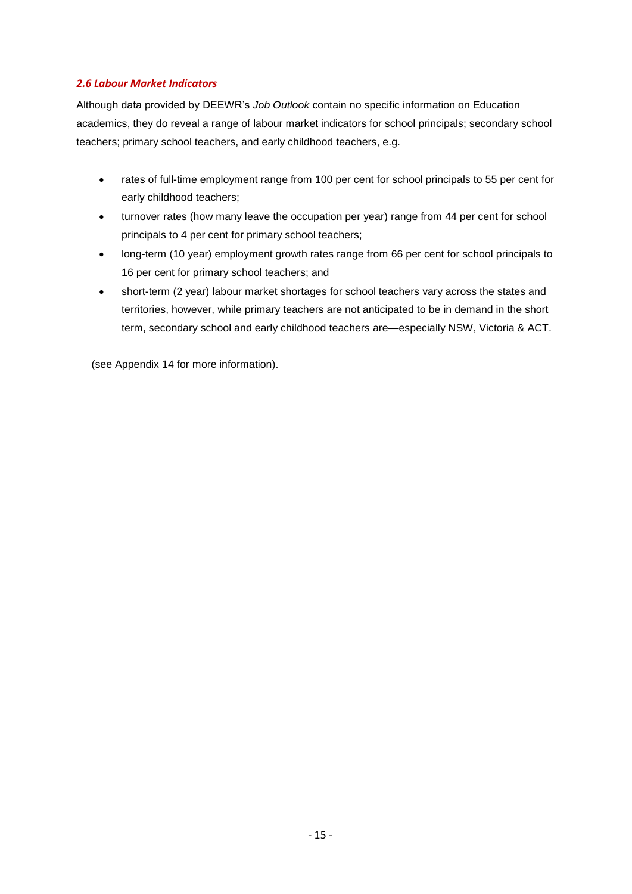### *2.6 Labour Market Indicators*

Although data provided by DEEWR's *Job Outlook* contain no specific information on Education academics, they do reveal a range of labour market indicators for school principals; secondary school teachers; primary school teachers, and early childhood teachers, e.g.

- rates of full-time employment range from 100 per cent for school principals to 55 per cent for early childhood teachers;
- turnover rates (how many leave the occupation per year) range from 44 per cent for school principals to 4 per cent for primary school teachers;
- long-term (10 year) employment growth rates range from 66 per cent for school principals to 16 per cent for primary school teachers; and
- short-term (2 year) labour market shortages for school teachers vary across the states and territories, however, while primary teachers are not anticipated to be in demand in the short term, secondary school and early childhood teachers are—especially NSW, Victoria & ACT.

(see Appendix 14 for more information).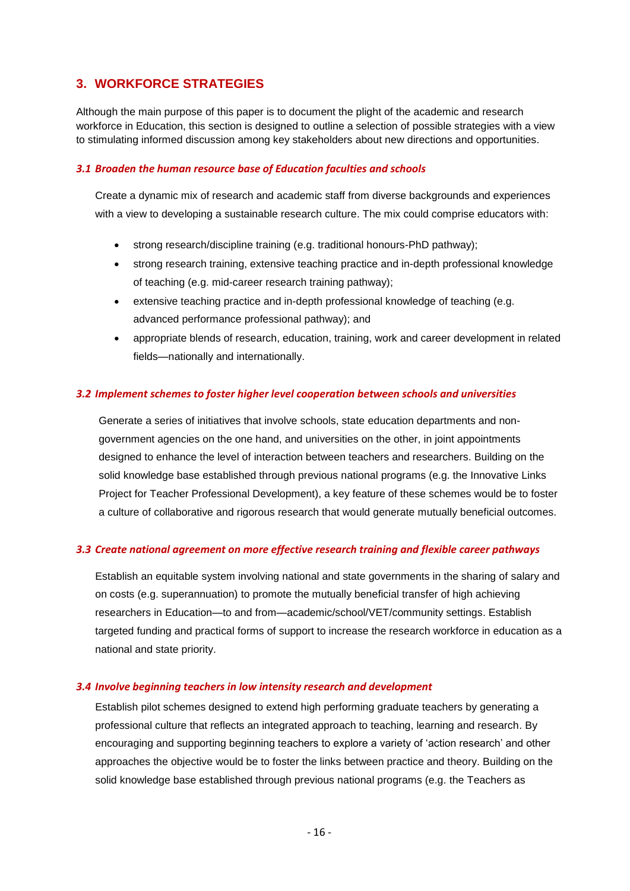## 3. WORKFORCE STRATEGIES

Although the main purpose of this paper is to document the plight of the academic and research workforce in Education, this section is designed to outline a selection of possible strategies with a view to stimulating informed discussion among key stakeholders about new directions and opportunities.

### *3.1 Broaden the human resource base of Education faculties and schools*

Create a dynamic mix of research and academic staff from diverse backgrounds and experiences with a view to developing a sustainable research culture. The mix could comprise educators with:

- strong research/discipline training (e.g. traditional honours-PhD pathway);
- strong research training, extensive teaching practice and in-depth professional knowledge of teaching (e.g. mid-career research training pathway);
- extensive teaching practice and in-depth professional knowledge of teaching (e.g. advanced performance professional pathway); and
- appropriate blends of research, education, training, work and career development in related fields—nationally and internationally.

### *3.2 Implement schemes to foster higher level cooperation between schools and universities*

Generate a series of initiatives that involve schools, state education departments and non-government agencies on the one hand, and universities on the other, in joint appointments designed to enhance the level of interaction between teachers and researchers. Building on the solid knowledge base established through previous national programs (e.g. the Innovative Links Project for Teacher Professional Development), a key feature of these schemes would be to foster a culture of collaborative and rigorous research that would generate mutually beneficial outcomes.

### *3.3 Create national agreement on more effective research training and flexible career pathways*

Establish an equitable system involving national and state governments in the sharing of salary and on costs (e.g. superannuation) to promote the mutually beneficial transfer of high achieving researchers in Education—to and from—academic/school/VET/community settings. Establish targeted funding and practical forms of support to increase the research workforce in education as a national and state priority.

### *3.4 Involve beginning teachers in low intensity research and development*

Establish pilot schemes designed to extend high performing graduate teachers by generating a professional culture that reflects an integrated approach to teaching, learning and research. By encouraging and supporting beginning teachers to explore a variety of 'action research' and other approaches the objective would be to foster the links between practice and theory. Building on the solid knowledge base established through previous national programs (e.g. the Teachers as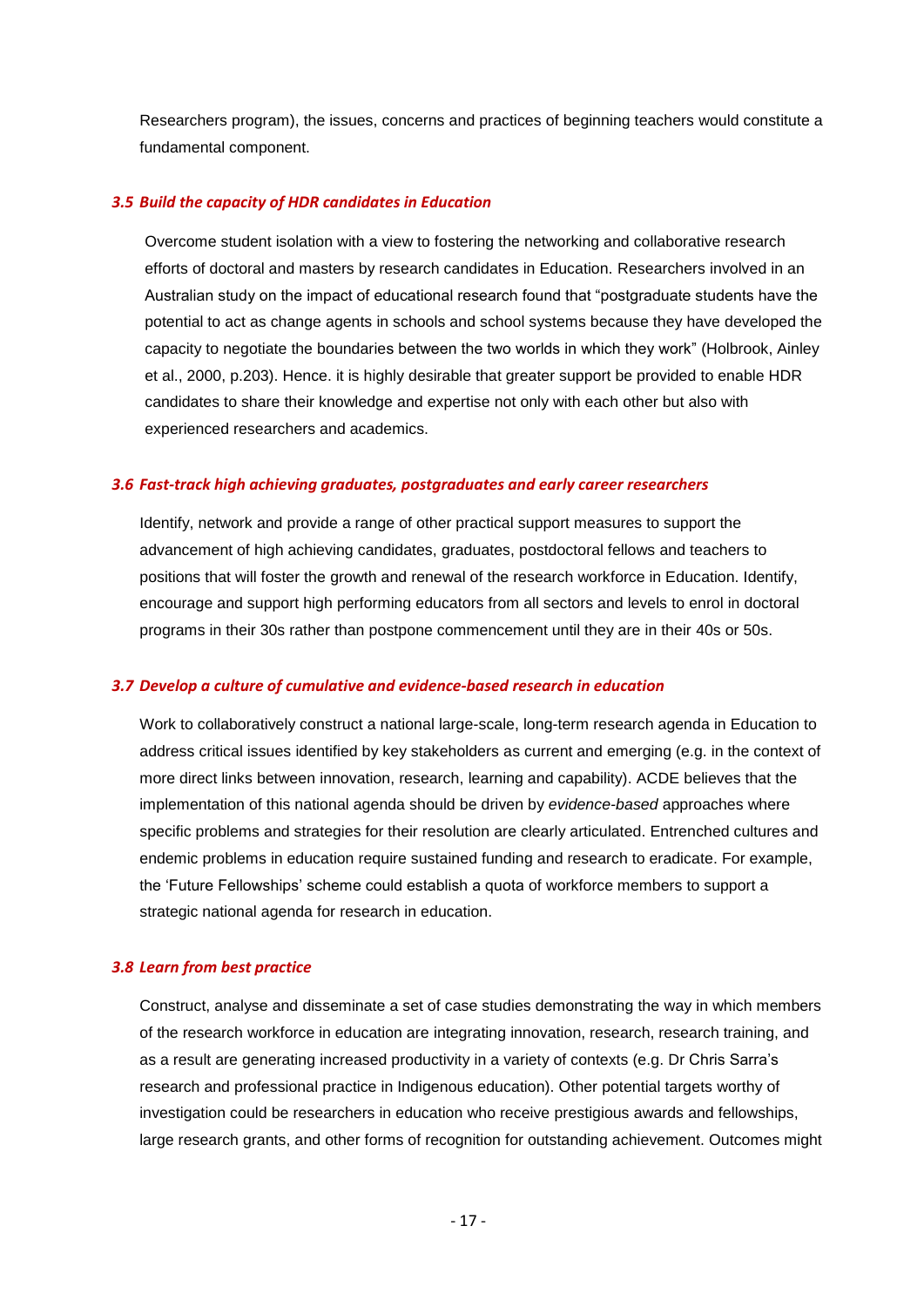Researchers program), the issues, concerns and practices of beginning teachers would constitute a fundamental component.

### *3.5 Build the capacity of HDR candidates in Education*

Overcome student isolation with a view to fostering the networking and collaborative research efforts of doctoral and masters by research candidates in Education. Researchers involved in an Australian study on the impact of educational research found that "postgraduate students have the potential to act as change agents in schools and school systems because they have developed the capacity to negotiate the boundaries between the two worlds in which they work" (Holbrook, Ainley et al., 2000, p.203). Hence. it is highly desirable that greater support be provided to enable HDR candidates to share their knowledge and expertise not only with each other but also with experienced researchers and academics.

### *3.6 Fast-track high achieving graduates, postgraduates and early career researchers*

Identify, network and provide a range of other practical support measures to support the advancement of high achieving candidates, graduates, postdoctoral fellows and teachers to positions that will foster the growth and renewal of the research workforce in Education. Identify, encourage and support high performing educators from all sectors and levels to enrol in doctoral programs in their 30s rather than postpone commencement until they are in their 40s or 50s.

### *3.7 Develop a culture of cumulative and evidence-based research in education*

Work to collaboratively construct a national large-scale, long-term research agenda in Education to address critical issues identified by key stakeholders as current and emerging (e.g. in the context of more direct links between innovation, research, learning and capability). ACDE believes that the implementation of this national agenda should be driven by *evidence-based* approaches where specific problems and strategies for their resolution are clearly articulated. Entrenched cultures and endemic problems in education require sustained funding and research to eradicate. For example, the 'Future Fellowships' scheme could establish a quota of workforce members to support a strategic national agenda for research in education.

### *3.8 Learn from best practice*

Construct, analyse and disseminate a set of case studies demonstrating the way in which members of the research workforce in education are integrating innovation, research, research training, and as a result are generating increased productivity in a variety of contexts (e.g. Dr Chris Sarra's research and professional practice in Indigenous education). Other potential targets worthy of investigation could be researchers in education who receive prestigious awards and fellowships, large research grants, and other forms of recognition for outstanding achievement. Outcomes might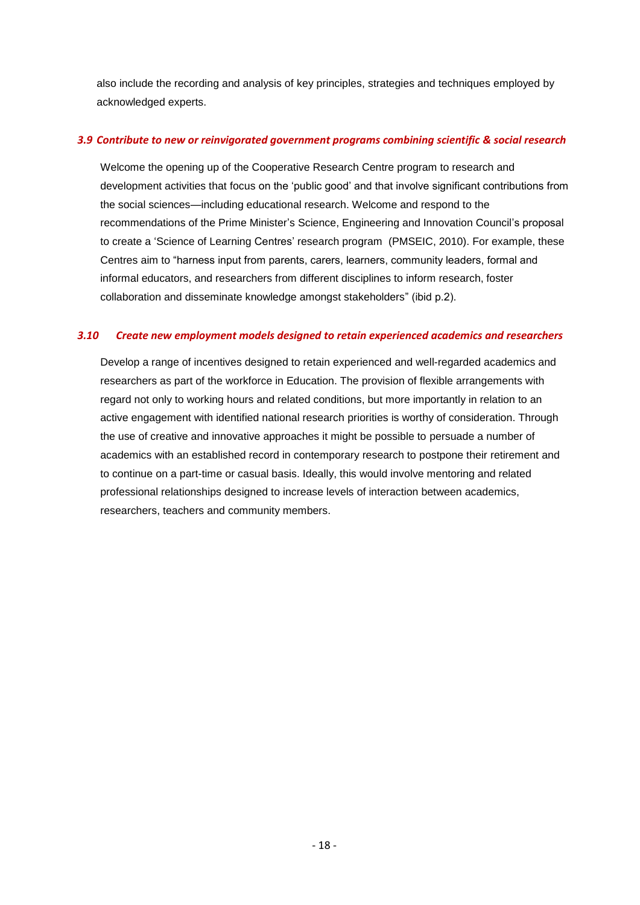also include the recording and analysis of key principles, strategies and techniques employed by acknowledged experts.

### *3.9 Contribute to new or reinvigorated government programs combining scientific & social research*

Welcome the opening up of the Cooperative Research Centre program to research and development activities that focus on the 'public good' and that involve significant contributions from the social sciences—including educational research. Welcome and respond to the recommendations of the Prime Minister's Science, Engineering and Innovation Council's proposal to create a 'Science of Learning Centres' research program (PMSEIC, 2010). For example, these Centres aim to "harness input from parents, carers, learners, community leaders, formal and informal educators, and researchers from different disciplines to inform research, foster collaboration and disseminate knowledge amongst stakeholders" (ibid p.2).

### *3.10 Create new employment models designed to retain experienced academics and researchers*

Develop a range of incentives designed to retain experienced and well-regarded academics and researchers as part of the workforce in Education. The provision of flexible arrangements with regard not only to working hours and related conditions, but more importantly in relation to an active engagement with identified national research priorities is worthy of consideration. Through the use of creative and innovative approaches it might be possible to persuade a number of academics with an established record in contemporary research to postpone their retirement and to continue on a part-time or casual basis. Ideally, this would involve mentoring and related professional relationships designed to increase levels of interaction between academics, researchers, teachers and community members.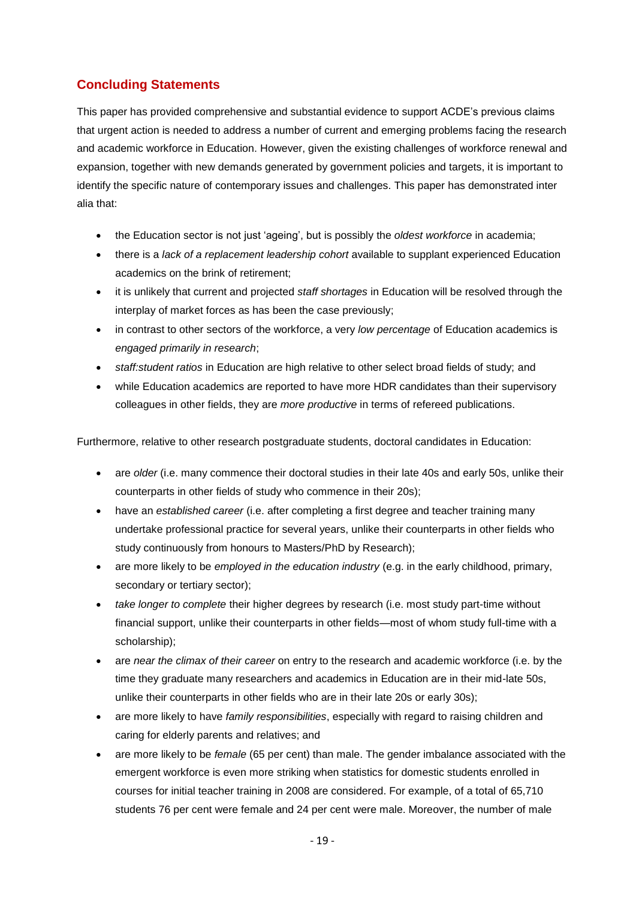## Concluding Statements

This paper has provided comprehensive and substantial evidence to support ACDE's previous claims that urgent action is needed to address a number of current and emerging problems facing the research and academic workforce in Education. However, given the existing challenges of workforce renewal and expansion, together with new demands generated by government policies and targets, it is important to identify the specific nature of contemporary issues and challenges. This paper has demonstrated inter alia that:

- the Education sector is not just 'ageing', but is possibly the *oldest workforce* in academia;
- there is a *lack of a replacement leadership cohort* available to supplant experienced Education academics on the brink of retirement;
- it is unlikely that current and projected *staff shortages* in Education will be resolved through the interplay of market forces as has been the case previously;
- in contrast to other sectors of the workforce, a very *low percentage* of Education academics is *engaged primarily in research*;
- *staff:student ratios* in Education are high relative to other select broad fields of study; and
- while Education academics are reported to have more HDR candidates than their supervisory colleagues in other fields, they are *more productive* in terms of refereed publications.

Furthermore, relative to other research postgraduate students, doctoral candidates in Education:

- are *older* (i.e. many commence their doctoral studies in their late 40s and early 50s, unlike their counterparts in other fields of study who commence in their 20s);
- have an *established career* (i.e. after completing a first degree and teacher training many undertake professional practice for several years, unlike their counterparts in other fields who study continuously from honours to Masters/PhD by Research);
- are more likely to be *employed in the education industry* (e.g. in the early childhood, primary, secondary or tertiary sector);
- *take longer to complete* their higher degrees by research (i.e. most study part-time without financial support, unlike their counterparts in other fields—most of whom study full-time with a scholarship);
- are *near the climax of their career* on entry to the research and academic workforce (i.e. by the time they graduate many researchers and academics in Education are in their mid-late 50s, unlike their counterparts in other fields who are in their late 20s or early 30s);
- are more likely to have *family responsibilities*, especially with regard to raising children and caring for elderly parents and relatives; and
- are more likely to be *female* (65 per cent) than male. The gender imbalance associated with the emergent workforce is even more striking when statistics for domestic students enrolled in courses for initial teacher training in 2008 are considered. For example, of a total of 65,710 students 76 per cent were female and 24 per cent were male. Moreover, the number of male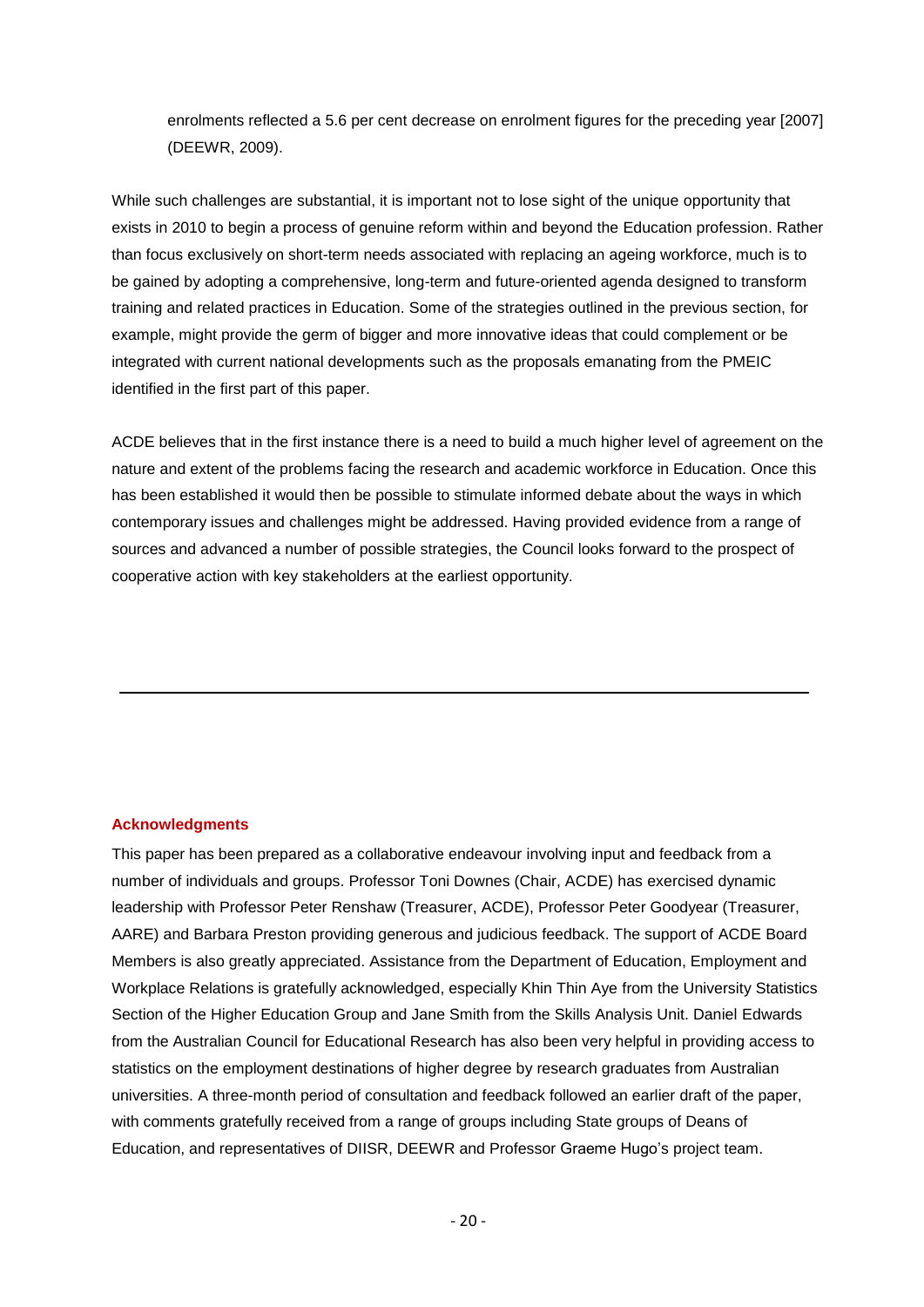enrolments reflected a 5.6 per cent decrease on enrolment figures for the preceding year [2007] (DEEWR, 2009).

While such challenges are substantial, it is important not to lose sight of the unique opportunity that exists in 2010 to begin a process of genuine reform within and beyond the Education profession. Rather than focus exclusively on short-term needs associated with replacing an ageing workforce, much is to be gained by adopting a comprehensive, long-term and future-oriented agenda designed to transform training and related practices in Education. Some of the strategies outlined in the previous section, for example, might provide the germ of bigger and more innovative ideas that could complement or be integrated with current national developments such as the proposals emanating from the PMEIC identified in the first part of this paper.

ACDE believes that in the first instance there is a need to build a much higher level of agreement on the nature and extent of the problems facing the research and academic workforce in Education. Once this has been established it would then be possible to stimulate informed debate about the ways in which contemporary issues and challenges might be addressed. Having provided evidence from a range of sources and advanced a number of possible strategies, the Council looks forward to the prospect of cooperative action with key stakeholders at the earliest opportunity.

---

#### Acknowledgments

This paper has been prepared as a collaborative endeavour involving input and feedback from a number of individuals and groups. Professor Toni Downes (Chair, ACDE) has exercised dynamic leadership with Professor Peter Renshaw (Treasurer, ACDE), Professor Peter Goodyear (Treasurer, AARE) and Barbara Preston providing generous and judicious feedback. The support of ACDE Board Members is also greatly appreciated. Assistance from the Department of Education, Employment and Workplace Relations is gratefully acknowledged, especially Khin Thin Aye from the University Statistics Section of the Higher Education Group and Jane Smith from the Skills Analysis Unit. Daniel Edwards from the Australian Council for Educational Research has also been very helpful in providing access to statistics on the employment destinations of higher degree by research graduates from Australian universities. A three-month period of consultation and feedback followed an earlier draft of the paper, with comments gratefully received from a range of groups including State groups of Deans of Education, and representatives of DIISR, DEEWR and Professor Graeme Hugo's project team.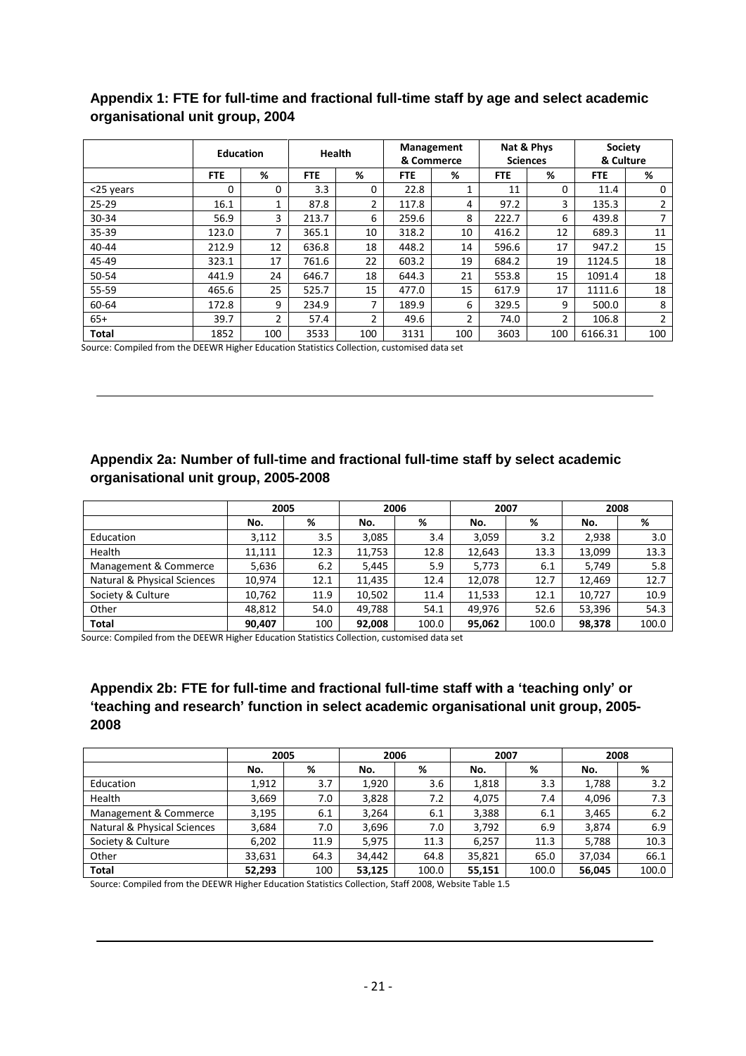## Appendix 1: FTE for full-time and fractional full-time staff by age and select academic organisational unit group, 2004

| | Education | | Health | | Management & Commerce | | Nat & Phys Sciences | | Society & Culture | |
|---|---|---|---|---|---|---|---|---|---|---|
| | FTE | % | FTE | % | FTE | % | FTE | % | FTE | % |
| <25 years | 0 | 0 | 3.3 | 0 | 22.8 | 1 | 11 | 0 | 11.4 | 0 |
| 25-29 | 16.1 | 1 | 87.8 | 2 | 117.8 | 4 | 97.2 | 3 | 135.3 | 2 |
| 30-34 | 56.9 | 3 | 213.7 | 6 | 259.6 | 8 | 222.7 | 6 | 439.8 | 7 |
| 35-39 | 123.0 | 7 | 365.1 | 10 | 318.2 | 10 | 416.2 | 12 | 689.3 | 11 |
| 40-44 | 212.9 | 12 | 636.8 | 18 | 448.2 | 14 | 596.6 | 17 | 947.2 | 15 |
| 45-49 | 323.1 | 17 | 761.6 | 22 | 603.2 | 19 | 684.2 | 19 | 1124.5 | 18 |
| 50-54 | 441.9 | 24 | 646.7 | 18 | 644.3 | 21 | 553.8 | 15 | 1091.4 | 18 |
| 55-59 | 465.6 | 25 | 525.7 | 15 | 477.0 | 15 | 617.9 | 17 | 1111.6 | 18 |
| 60-64 | 172.8 | 9 | 234.9 | 7 | 189.9 | 6 | 329.5 | 9 | 500.0 | 8 |
| 65+ | 39.7 | 2 | 57.4 | 2 | 49.6 | 2 | 74.0 | 2 | 106.8 | 2 |
| **Total** | 1852 | 100 | 3533 | 100 | 3131 | 100 | 3603 | 100 | 6166.31 | 100 |

Source: Compiled from the DEEWR Higher Education Statistics Collection, customised data set

## Appendix 2a: Number of full-time and fractional full-time staff by select academic organisational unit group, 2005-2008

| | 2005 | | 2006 | | 2007 | | 2008 | |
|---|---|---|---|---|---|---|---|---|
| | No. | % | No. | % | No. | % | No. | % |
| Education | 3,112 | 3.5 | 3,085 | 3.4 | 3,059 | 3.2 | 2,938 | 3.0 |
| Health | 11,111 | 12.3 | 11,753 | 12.8 | 12,643 | 13.3 | 13,099 | 13.3 |
| Management & Commerce | 5,636 | 6.2 | 5,445 | 5.9 | 5,773 | 6.1 | 5,749 | 5.8 |
| Natural & Physical Sciences | 10,974 | 12.1 | 11,435 | 12.4 | 12,078 | 12.7 | 12,469 | 12.7 |
| Society & Culture | 10,762 | 11.9 | 10,502 | 11.4 | 11,533 | 12.1 | 10,727 | 10.9 |
| Other | 48,812 | 54.0 | 49,788 | 54.1 | 49,976 | 52.6 | 53,396 | 54.3 |
| **Total** | **90,407** | 100 | **92,008** | 100.0 | **95,062** | 100.0 | **98,378** | 100.0 |

Source: Compiled from the DEEWR Higher Education Statistics Collection, customised data set

## Appendix 2b: FTE for full-time and fractional full-time staff with a 'teaching only' or 'teaching and research' function in select academic organisational unit group, 2005-2008

| | 2005 | | 2006 | | 2007 | | 2008 | |
|---|---|---|---|---|---|---|---|---|
| | No. | % | No. | % | No. | % | No. | % |
| Education | 1,912 | 3.7 | 1,920 | 3.6 | 1,818 | 3.3 | 1,788 | 3.2 |
| Health | 3,669 | 7.0 | 3,828 | 7.2 | 4,075 | 7.4 | 4,096 | 7.3 |
| Management & Commerce | 3,195 | 6.1 | 3,264 | 6.1 | 3,388 | 6.1 | 3,465 | 6.2 |
| Natural & Physical Sciences | 3,684 | 7.0 | 3,696 | 7.0 | 3,792 | 6.9 | 3,874 | 6.9 |
| Society & Culture | 6,202 | 11.9 | 5,975 | 11.3 | 6,257 | 11.3 | 5,788 | 10.3 |
| Other | 33,631 | 64.3 | 34,442 | 64.8 | 35,821 | 65.0 | 37,034 | 66.1 |
| **Total** | **52,293** | 100 | **53,125** | 100.0 | **55,151** | 100.0 | **56,045** | 100.0 |

Source: Compiled from the DEEWR Higher Education Statistics Collection, Staff 2008, Website Table 1.5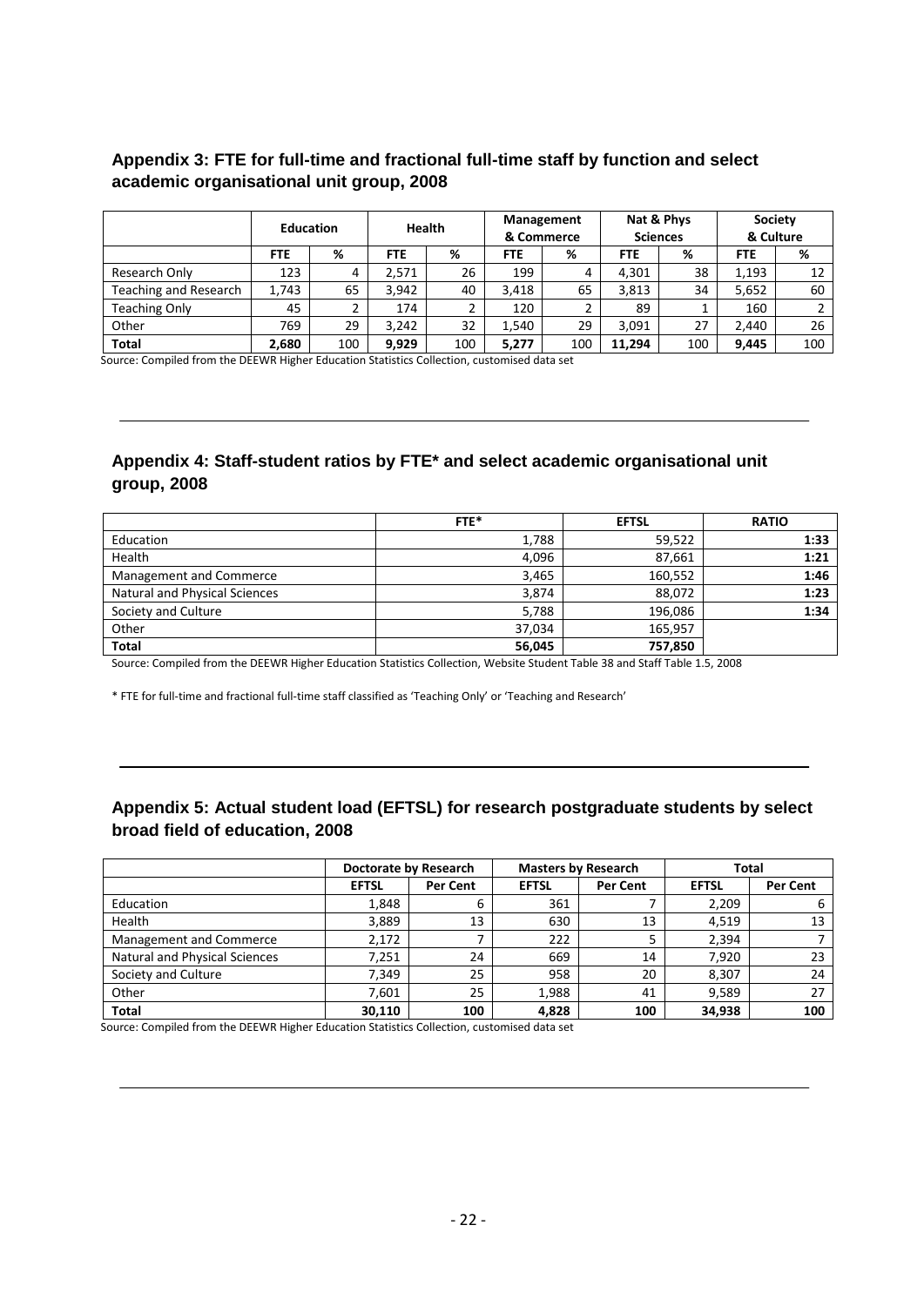## Appendix 3: FTE for full-time and fractional full-time staff by function and select academic organisational unit group, 2008

| | Education | | Health | | Management & Commerce | | Nat & Phys Sciences | | Society & Culture | |
|---|---|---|---|---|---|---|---|---|---|---|
| | FTE | % | FTE | % | FTE | % | FTE | % | FTE | % |
| Research Only | 123 | 4 | 2,571 | 26 | 199 | 4 | 4,301 | 38 | 1,193 | 12 |
| Teaching and Research | 1,743 | 65 | 3,942 | 40 | 3,418 | 65 | 3,813 | 34 | 5,652 | 60 |
| Teaching Only | 45 | 2 | 174 | 2 | 120 | 2 | 89 | 1 | 160 | 2 |
| Other | 769 | 29 | 3,242 | 32 | 1,540 | 29 | 3,091 | 27 | 2,440 | 26 |
| **Total** | **2,680** | 100 | **9,929** | 100 | **5,277** | 100 | **11,294** | 100 | **9,445** | 100 |

Source: Compiled from the DEEWR Higher Education Statistics Collection, customised data set

## Appendix 4: Staff-student ratios by FTE* and select academic organisational unit group, 2008

| | FTE* | EFTSL | RATIO |
|---|---|---|---|
| Education | 1,788 | 59,522 | **1:33** |
| Health | 4,096 | 87,661 | **1:21** |
| Management and Commerce | 3,465 | 160,552 | **1:46** |
| Natural and Physical Sciences | 3,874 | 88,072 | **1:23** |
| Society and Culture | 5,788 | 196,086 | **1:34** |
| Other | 37,034 | 165,957 | |
| **Total** | **56,045** | **757,850** | |

Source: Compiled from the DEEWR Higher Education Statistics Collection, Website Student Table 38 and Staff Table 1.5, 2008

* FTE for full-time and fractional full-time staff classified as 'Teaching Only' or 'Teaching and Research'

## Appendix 5: Actual student load (EFTSL) for research postgraduate students by select broad field of education, 2008

| | Doctorate by Research | | Masters by Research | | Total | |
|---|---|---|---|---|---|---|
| | EFTSL | Per Cent | EFTSL | Per Cent | EFTSL | Per Cent |
| Education | 1,848 | 6 | 361 | 7 | 2,209 | 6 |
| Health | 3,889 | 13 | 630 | 13 | 4,519 | 13 |
| Management and Commerce | 2,172 | 7 | 222 | 5 | 2,394 | 7 |
| Natural and Physical Sciences | 7,251 | 24 | 669 | 14 | 7,920 | 23 |
| Society and Culture | 7,349 | 25 | 958 | 20 | 8,307 | 24 |
| Other | 7,601 | 25 | 1,988 | 41 | 9,589 | 27 |
| **Total** | **30,110** | **100** | **4,828** | **100** | **34,938** | **100** |

Source: Compiled from the DEEWR Higher Education Statistics Collection, customised data set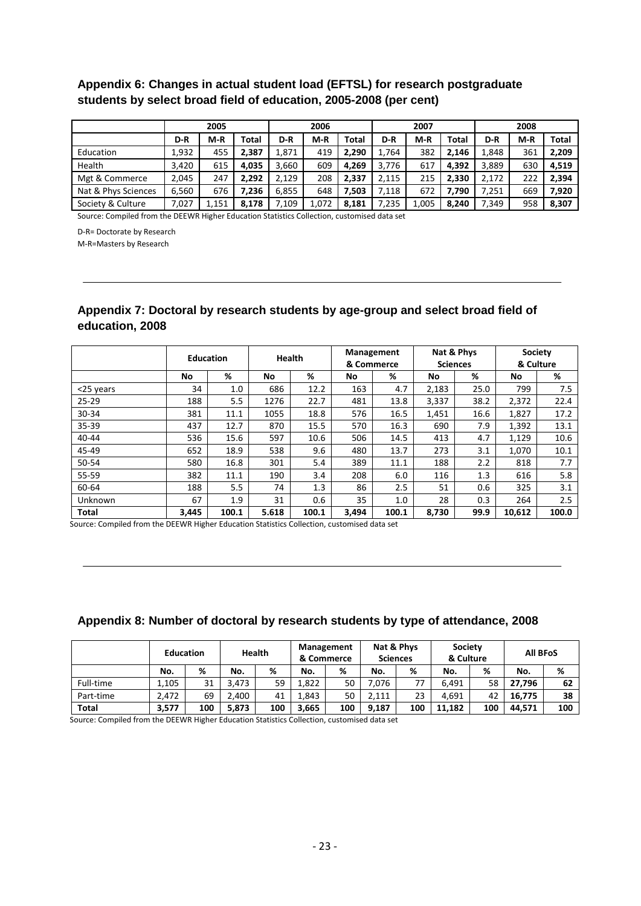## Appendix 6: Changes in actual student load (EFTSL) for research postgraduate students by select broad field of education, 2005-2008 (per cent)

| | 2005 | | | 2006 | | | 2007 | | | 2008 | | |
|---|---|---|---|---|---|---|---|---|---|---|---|---|
| | D-R | M-R | Total | D-R | M-R | Total | D-R | M-R | Total | D-R | M-R | Total |
| Education | 1,932 | 455 | **2,387** | 1,871 | 419 | **2,290** | 1,764 | 382 | **2,146** | 1,848 | 361 | **2,209** |
| Health | 3,420 | 615 | **4,035** | 3,660 | 609 | **4,269** | 3,776 | 617 | **4,392** | 3,889 | 630 | **4,519** |
| Mgt & Commerce | 2,045 | 247 | **2,292** | 2,129 | 208 | **2,337** | 2,115 | 215 | **2,330** | 2,172 | 222 | **2,394** |
| Nat & Phys Sciences | 6,560 | 676 | **7,236** | 6,855 | 648 | **7,503** | 7,118 | 672 | **7,790** | 7,251 | 669 | **7,920** |
| Society & Culture | 7,027 | 1,151 | **8,178** | 7,109 | 1,072 | **8,181** | 7,235 | 1,005 | **8,240** | 7,349 | 958 | **8,307** |

Source: Compiled from the DEEWR Higher Education Statistics Collection, customised data set

D-R= Doctorate by Research

M-R=Masters by Research

## Appendix 7: Doctoral by research students by age-group and select broad field of education, 2008

| | Education | | Health | | Management & Commerce | | Nat & Phys Sciences | | Society & Culture | |
|---|---|---|---|---|---|---|---|---|---|---|
| | No | % | No | % | No | % | No | % | No | % |
| <25 years | 34 | 1.0 | 686 | 12.2 | 163 | 4.7 | 2,183 | 25.0 | 799 | 7.5 |
| 25-29 | 188 | 5.5 | 1276 | 22.7 | 481 | 13.8 | 3,337 | 38.2 | 2,372 | 22.4 |
| 30-34 | 381 | 11.1 | 1055 | 18.8 | 576 | 16.5 | 1,451 | 16.6 | 1,827 | 17.2 |
| 35-39 | 437 | 12.7 | 870 | 15.5 | 570 | 16.3 | 690 | 7.9 | 1,392 | 13.1 |
| 40-44 | 536 | 15.6 | 597 | 10.6 | 506 | 14.5 | 413 | 4.7 | 1,129 | 10.6 |
| 45-49 | 652 | 18.9 | 538 | 9.6 | 480 | 13.7 | 273 | 3.1 | 1,070 | 10.1 |
| 50-54 | 580 | 16.8 | 301 | 5.4 | 389 | 11.1 | 188 | 2.2 | 818 | 7.7 |
| 55-59 | 382 | 11.1 | 190 | 3.4 | 208 | 6.0 | 116 | 1.3 | 616 | 5.8 |
| 60-64 | 188 | 5.5 | 74 | 1.3 | 86 | 2.5 | 51 | 0.6 | 325 | 3.1 |
| Unknown | 67 | 1.9 | 31 | 0.6 | 35 | 1.0 | 28 | 0.3 | 264 | 2.5 |
| **Total** | **3,445** | **100.1** | **5.618** | **100.1** | **3,494** | **100.1** | **8,730** | **99.9** | **10,612** | **100.0** |

Source: Compiled from the DEEWR Higher Education Statistics Collection, customised data set

## Appendix 8: Number of doctoral by research students by type of attendance, 2008

| | Education | | Health | | Management & Commerce | | Nat & Phys Sciences | | Society & Culture | | All BFoS | |
|---|---|---|---|---|---|---|---|---|---|---|---|---|
| | No. | % | No. | % | No. | % | No. | % | No. | % | No. | % |
| Full-time | 1,105 | 31 | 3,473 | 59 | 1,822 | 50 | 7,076 | 77 | 6,491 | 58 | **27,796** | **62** |
| Part-time | 2,472 | 69 | 2,400 | 41 | 1,843 | 50 | 2,111 | 23 | 4,691 | 42 | **16,775** | **38** |
| **Total** | **3,577** | **100** | **5,873** | **100** | **3,665** | **100** | **9,187** | **100** | **11,182** | **100** | **44,571** | **100** |

Source: Compiled from the DEEWR Higher Education Statistics Collection, customised data set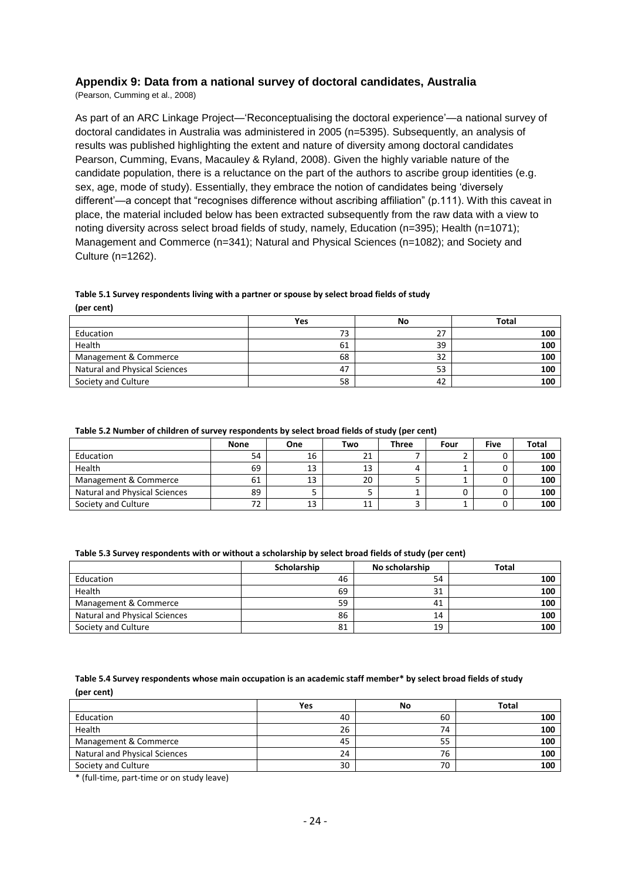## Appendix 9: Data from a national survey of doctoral candidates, Australia

(Pearson, Cumming et al., 2008)

As part of an ARC Linkage Project—'Reconceptualising the doctoral experience'—a national survey of doctoral candidates in Australia was administered in 2005 (n=5395). Subsequently, an analysis of results was published highlighting the extent and nature of diversity among doctoral candidates Pearson, Cumming, Evans, Macauley & Ryland, 2008). Given the highly variable nature of the candidate population, there is a reluctance on the part of the authors to ascribe group identities (e.g. sex, age, mode of study). Essentially, they embrace the notion of candidates being 'diversely different'—a concept that "recognises difference without ascribing affiliation" (p.111). With this caveat in place, the material included below has been extracted subsequently from the raw data with a view to noting diversity across select broad fields of study, namely, Education (n=395); Health (n=1071); Management and Commerce (n=341); Natural and Physical Sciences (n=1082); and Society and Culture (n=1262).

**Table 5.1 Survey respondents living with a partner or spouse by select broad fields of study (per cent)**

| | Yes | No | Total |
|---|---|---|---|
| Education | 73 | 27 | **100** |
| Health | 61 | 39 | **100** |
| Management & Commerce | 68 | 32 | **100** |
| Natural and Physical Sciences | 47 | 53 | **100** |
| Society and Culture | 58 | 42 | **100** |

**Table 5.2 Number of children of survey respondents by select broad fields of study (per cent)**

| | None | One | Two | Three | Four | Five | Total |
|---|---|---|---|---|---|---|---|
| Education | 54 | 16 | 21 | 7 | 2 | 0 | **100** |
| Health | 69 | 13 | 13 | 4 | 1 | 0 | **100** |
| Management & Commerce | 61 | 13 | 20 | 5 | 1 | 0 | **100** |
| Natural and Physical Sciences | 89 | 5 | 5 | 1 | 0 | 0 | **100** |
| Society and Culture | 72 | 13 | 11 | 3 | 1 | 0 | **100** |

**Table 5.3 Survey respondents with or without a scholarship by select broad fields of study (per cent)**

| | Scholarship | No scholarship | Total |
|---|---|---|---|
| Education | 46 | 54 | **100** |
| Health | 69 | 31 | **100** |
| Management & Commerce | 59 | 41 | **100** |
| Natural and Physical Sciences | 86 | 14 | **100** |
| Society and Culture | 81 | 19 | **100** |

**Table 5.4 Survey respondents whose main occupation is an academic staff member\* by select broad fields of study (per cent)**

| | Yes | No | Total |
|---|---|---|---|
| Education | 40 | 60 | **100** |
| Health | 26 | 74 | **100** |
| Management & Commerce | 45 | 55 | **100** |
| Natural and Physical Sciences | 24 | 76 | **100** |
| Society and Culture | 30 | 70 | **100** |

\* (full-time, part-time or on study leave)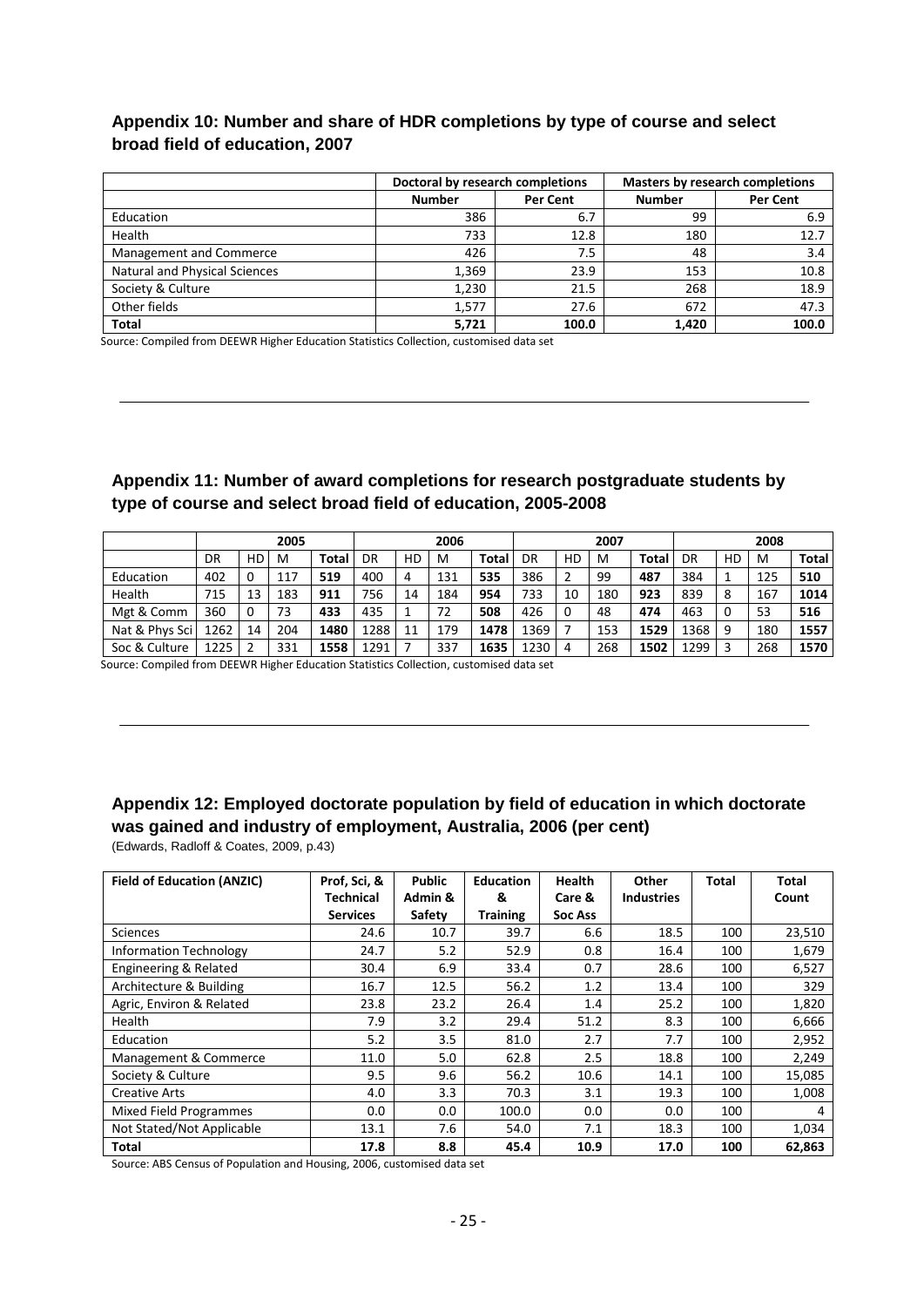## Appendix 10: Number and share of HDR completions by type of course and select broad field of education, 2007

| | Doctoral by research completions | | Masters by research completions | |
|---|---|---|---|---|
| | **Number** | **Per Cent** | **Number** | **Per Cent** |
| Education | 386 | 6.7 | 99 | 6.9 |
| Health | 733 | 12.8 | 180 | 12.7 |
| Management and Commerce | 426 | 7.5 | 48 | 3.4 |
| Natural and Physical Sciences | 1,369 | 23.9 | 153 | 10.8 |
| Society & Culture | 1,230 | 21.5 | 268 | 18.9 |
| Other fields | 1,577 | 27.6 | 672 | 47.3 |
| **Total** | **5,721** | **100.0** | **1,420** | **100.0** |

Source: Compiled from DEEWR Higher Education Statistics Collection, customised data set

---

## Appendix 11: Number of award completions for research postgraduate students by type of course and select broad field of education, 2005-2008

| | 2005 | | | | 2006 | | | | 2007 | | | | 2008 | | | |
|---|---|---|---|---|---|---|---|---|---|---|---|---|---|---|---|---|
| | DR | HD | M | Total | DR | HD | M | Total | DR | HD | M | Total | DR | HD | M | Total |
| Education | 402 | 0 | 117 | **519** | 400 | 4 | 131 | **535** | 386 | 2 | 99 | **487** | 384 | 1 | 125 | **510** |
| Health | 715 | 13 | 183 | **911** | 756 | 14 | 184 | **954** | 733 | 10 | 180 | **923** | 839 | 8 | 167 | **1014** |
| Mgt & Comm | 360 | 0 | 73 | **433** | 435 | 1 | 72 | **508** | 426 | 0 | 48 | **474** | 463 | 0 | 53 | **516** |
| Nat & Phys Sci | 1262 | 14 | 204 | **1480** | 1288 | 11 | 179 | **1478** | 1369 | 7 | 153 | **1529** | 1368 | 9 | 180 | **1557** |
| Soc & Culture | 1225 | 2 | 331 | **1558** | 1291 | 7 | 337 | **1635** | 1230 | 4 | 268 | **1502** | 1299 | 3 | 268 | **1570** |

Source: Compiled from DEEWR Higher Education Statistics Collection, customised data set

---

## Appendix 12: Employed doctorate population by field of education in which doctorate was gained and industry of employment, Australia, 2006 (per cent)

(Edwards, Radloff & Coates, 2009, p.43)

| Field of Education (ANZIC) | Prof, Sci, & Technical Services | Public Admin & Safety | Education & Training | Health Care & Soc Ass | Other Industries | Total | Total Count |
|---|---|---|---|---|---|---|---|
| Sciences | 24.6 | 10.7 | 39.7 | 6.6 | 18.5 | 100 | 23,510 |
| Information Technology | 24.7 | 5.2 | 52.9 | 0.8 | 16.4 | 100 | 1,679 |
| Engineering & Related | 30.4 | 6.9 | 33.4 | 0.7 | 28.6 | 100 | 6,527 |
| Architecture & Building | 16.7 | 12.5 | 56.2 | 1.2 | 13.4 | 100 | 329 |
| Agric, Environ & Related | 23.8 | 23.2 | 26.4 | 1.4 | 25.2 | 100 | 1,820 |
| Health | 7.9 | 3.2 | 29.4 | 51.2 | 8.3 | 100 | 6,666 |
| Education | 5.2 | 3.5 | 81.0 | 2.7 | 7.7 | 100 | 2,952 |
| Management & Commerce | 11.0 | 5.0 | 62.8 | 2.5 | 18.8 | 100 | 2,249 |
| Society & Culture | 9.5 | 9.6 | 56.2 | 10.6 | 14.1 | 100 | 15,085 |
| Creative Arts | 4.0 | 3.3 | 70.3 | 3.1 | 19.3 | 100 | 1,008 |
| Mixed Field Programmes | 0.0 | 0.0 | 100.0 | 0.0 | 0.0 | 100 | 4 |
| Not Stated/Not Applicable | 13.1 | 7.6 | 54.0 | 7.1 | 18.3 | 100 | 1,034 |
| **Total** | **17.8** | **8.8** | **45.4** | **10.9** | **17.0** | **100** | **62,863** |

Source: ABS Census of Population and Housing, 2006, customised data set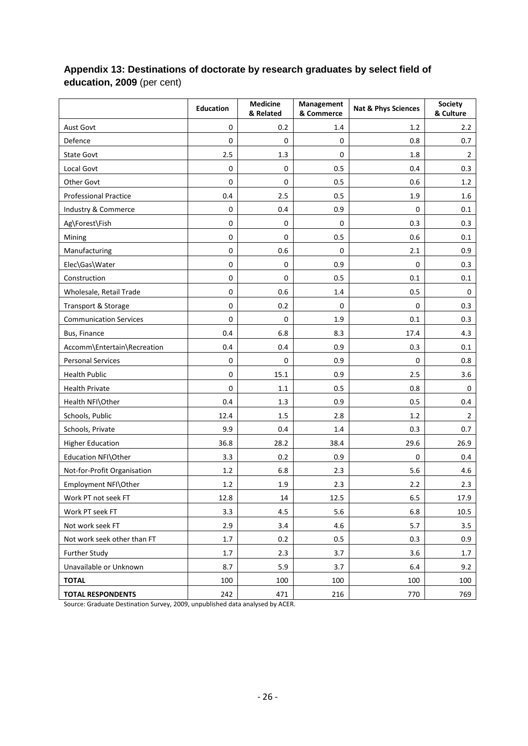## Appendix 13: Destinations of doctorate by research graduates by select field of education, 2009 (per cent)

| | Education | Medicine & Related | Management & Commerce | Nat & Phys Sciences | Society & Culture |
|---|---|---|---|---|---|
| Aust Govt | 0 | 0.2 | 1.4 | 1.2 | 2.2 |
| Defence | 0 | 0 | 0 | 0.8 | 0.7 |
| State Govt | 2.5 | 1.3 | 0 | 1.8 | 2 |
| Local Govt | 0 | 0 | 0.5 | 0.4 | 0.3 |
| Other Govt | 0 | 0 | 0.5 | 0.6 | 1.2 |
| Professional Practice | 0.4 | 2.5 | 0.5 | 1.9 | 1.6 |
| Industry & Commerce | 0 | 0.4 | 0.9 | 0 | 0.1 |
| Ag\Forest\Fish | 0 | 0 | 0 | 0.3 | 0.3 |
| Mining | 0 | 0 | 0.5 | 0.6 | 0.1 |
| Manufacturing | 0 | 0.6 | 0 | 2.1 | 0.9 |
| Elec\Gas\Water | 0 | 0 | 0.9 | 0 | 0.3 |
| Construction | 0 | 0 | 0.5 | 0.1 | 0.1 |
| Wholesale, Retail Trade | 0 | 0.6 | 1.4 | 0.5 | 0 |
| Transport & Storage | 0 | 0.2 | 0 | 0 | 0.3 |
| Communication Services | 0 | 0 | 1.9 | 0.1 | 0.3 |
| Bus, Finance | 0.4 | 6.8 | 8.3 | 17.4 | 4.3 |
| Accomm\Entertain\Recreation | 0.4 | 0.4 | 0.9 | 0.3 | 0.1 |
| Personal Services | 0 | 0 | 0.9 | 0 | 0.8 |
| Health Public | 0 | 15.1 | 0.9 | 2.5 | 3.6 |
| Health Private | 0 | 1.1 | 0.5 | 0.8 | 0 |
| Health NFI\Other | 0.4 | 1.3 | 0.9 | 0.5 | 0.4 |
| Schools, Public | 12.4 | 1.5 | 2.8 | 1.2 | 2 |
| Schools, Private | 9.9 | 0.4 | 1.4 | 0.3 | 0.7 |
| Higher Education | 36.8 | 28.2 | 38.4 | 29.6 | 26.9 |
| Education NFI\Other | 3.3 | 0.2 | 0.9 | 0 | 0.4 |
| Not-for-Profit Organisation | 1.2 | 6.8 | 2.3 | 5.6 | 4.6 |
| Employment NFI\Other | 1.2 | 1.9 | 2.3 | 2.2 | 2.3 |
| Work PT not seek FT | 12.8 | 14 | 12.5 | 6.5 | 17.9 |
| Work PT seek FT | 3.3 | 4.5 | 5.6 | 6.8 | 10.5 |
| Not work seek FT | 2.9 | 3.4 | 4.6 | 5.7 | 3.5 |
| Not work seek other than FT | 1.7 | 0.2 | 0.5 | 0.3 | 0.9 |
| Further Study | 1.7 | 2.3 | 3.7 | 3.6 | 1.7 |
| Unavailable or Unknown | 8.7 | 5.9 | 3.7 | 6.4 | 9.2 |
| **TOTAL** | 100 | 100 | 100 | 100 | 100 |
| **TOTAL RESPONDENTS** | 242 | 471 | 216 | 770 | 769 |

Source: Graduate Destination Survey, 2009, unpublished data analysed by ACER.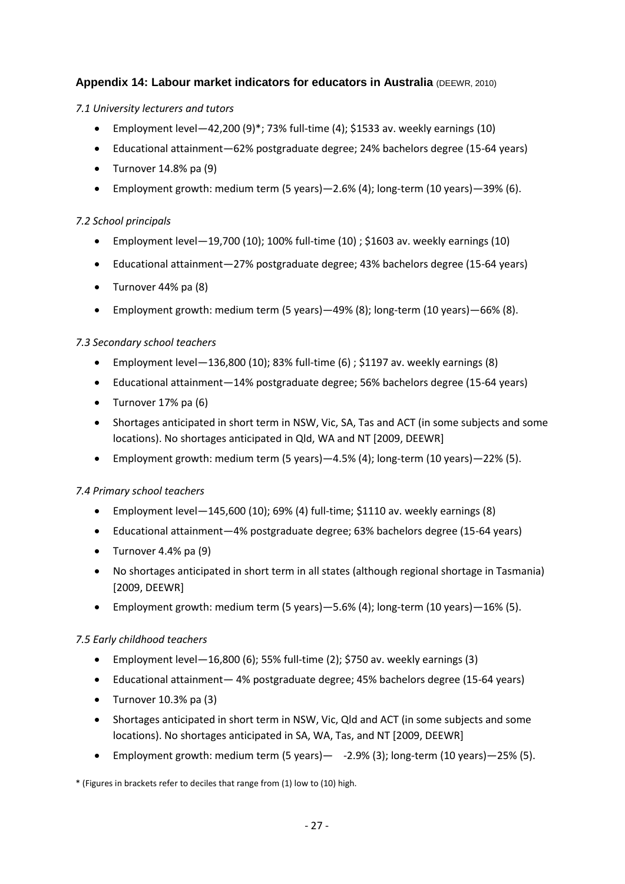## Appendix 14: Labour market indicators for educators in Australia (DEEWR, 2010)

*7.1 University lecturers and tutors*

- Employment level—42,200 (9)*; 73% full-time (4); $1533 av. weekly earnings (10)
- Educational attainment—62% postgraduate degree; 24% bachelors degree (15-64 years)
- Turnover 14.8% pa (9)
- Employment growth: medium term (5 years)—2.6% (4); long-term (10 years)—39% (6).

*7.2 School principals*

- Employment level—19,700 (10); 100% full-time (10) ; $1603 av. weekly earnings (10)
- Educational attainment—27% postgraduate degree; 43% bachelors degree (15-64 years)
- Turnover 44% pa (8)
- Employment growth: medium term (5 years)—49% (8); long-term (10 years)—66% (8).

*7.3 Secondary school teachers*

- Employment level—136,800 (10); 83% full-time (6) ; $1197 av. weekly earnings (8)
- Educational attainment—14% postgraduate degree; 56% bachelors degree (15-64 years)
- Turnover 17% pa (6)
- Shortages anticipated in short term in NSW, Vic, SA, Tas and ACT (in some subjects and some locations). No shortages anticipated in Qld, WA and NT [2009, DEEWR]
- Employment growth: medium term (5 years)—4.5% (4); long-term (10 years)—22% (5).

*7.4 Primary school teachers*

- Employment level—145,600 (10); 69% (4) full-time; $1110 av. weekly earnings (8)
- Educational attainment—4% postgraduate degree; 63% bachelors degree (15-64 years)
- Turnover 4.4% pa (9)
- No shortages anticipated in short term in all states (although regional shortage in Tasmania) [2009, DEEWR]
- Employment growth: medium term (5 years)—5.6% (4); long-term (10 years)—16% (5).

*7.5 Early childhood teachers*

- Employment level—16,800 (6); 55% full-time (2); $750 av. weekly earnings (3)
- Educational attainment— 4% postgraduate degree; 45% bachelors degree (15-64 years)
- Turnover 10.3% pa (3)
- Shortages anticipated in short term in NSW, Vic, Qld and ACT (in some subjects and some locations). No shortages anticipated in SA, WA, Tas, and NT [2009, DEEWR]
- Employment growth: medium term (5 years)— -2.9% (3); long-term (10 years)—25% (5).

* (Figures in brackets refer to deciles that range from (1) low to (10) high.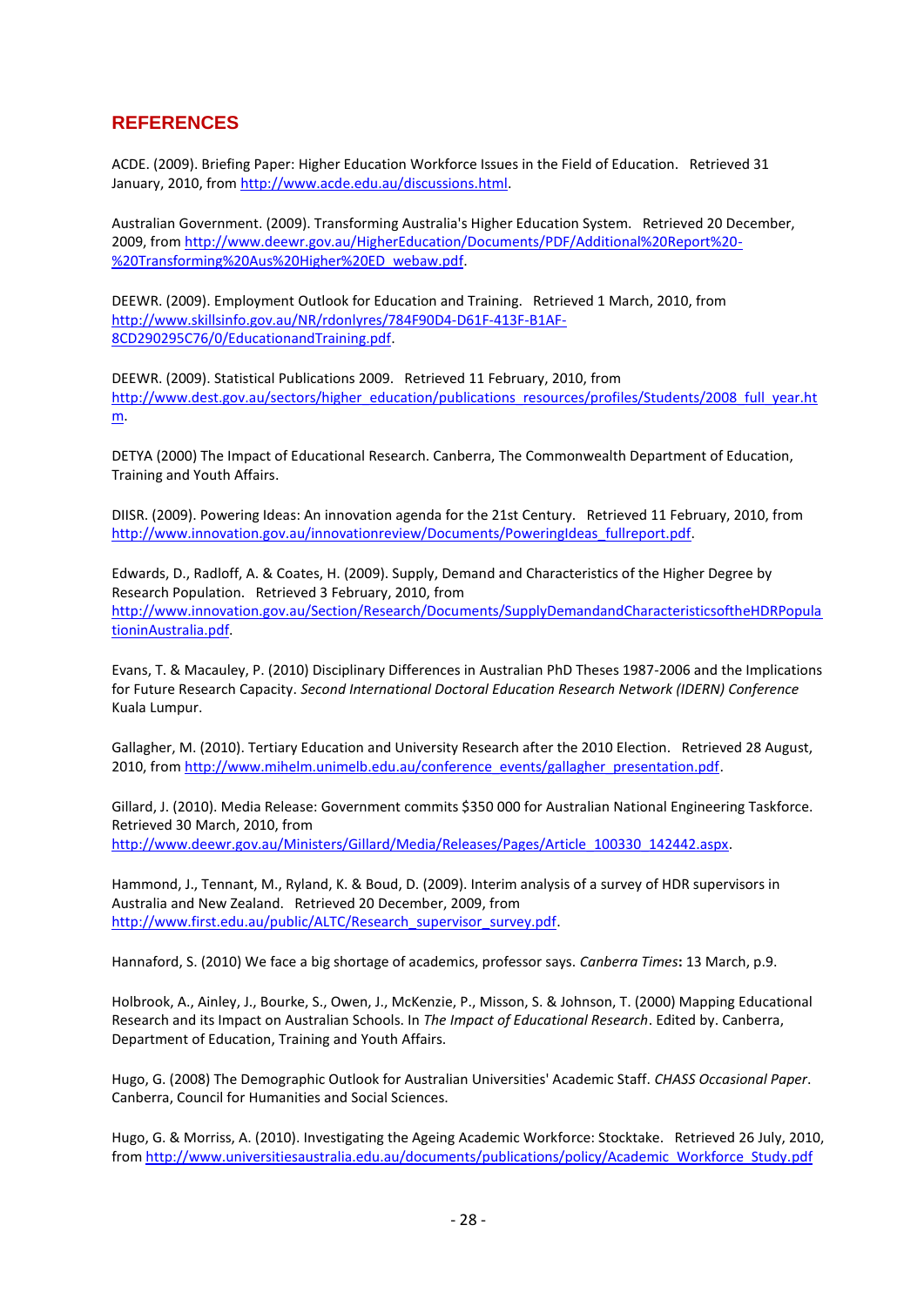# REFERENCES

ACDE. (2009). Briefing Paper: Higher Education Workforce Issues in the Field of Education. Retrieved 31 January, 2010, from http://www.acde.edu.au/discussions.html.

Australian Government. (2009). Transforming Australia's Higher Education System. Retrieved 20 December, 2009, from http://www.deewr.gov.au/HigherEducation/Documents/PDF/Additional%20Report%20-%20Transforming%20Aus%20Higher%20ED_webaw.pdf.

DEEWR. (2009). Employment Outlook for Education and Training. Retrieved 1 March, 2010, from http://www.skillsinfo.gov.au/NR/rdonlyres/784F90D4-D61F-413F-B1AF-8CD290295C76/0/EducationandTraining.pdf.

DEEWR. (2009). Statistical Publications 2009. Retrieved 11 February, 2010, from http://www.dest.gov.au/sectors/higher_education/publications_resources/profiles/Students/2008_full_year.htm.

DETYA (2000) The Impact of Educational Research. Canberra, The Commonwealth Department of Education, Training and Youth Affairs.

DIISR. (2009). Powering Ideas: An innovation agenda for the 21st Century. Retrieved 11 February, 2010, from http://www.innovation.gov.au/innovationreview/Documents/PoweringIdeas_fullreport.pdf.

Edwards, D., Radloff, A. & Coates, H. (2009). Supply, Demand and Characteristics of the Higher Degree by Research Population. Retrieved 3 February, 2010, from http://www.innovation.gov.au/Section/Research/Documents/SupplyDemandandCharacteristicsoftheHDRPopulationinAustralia.pdf.

Evans, T. & Macauley, P. (2010) Disciplinary Differences in Australian PhD Theses 1987-2006 and the Implications for Future Research Capacity. *Second International Doctoral Education Research Network (IDERN) Conference* Kuala Lumpur.

Gallagher, M. (2010). Tertiary Education and University Research after the 2010 Election. Retrieved 28 August, 2010, from http://www.mihelm.unimelb.edu.au/conference_events/gallagher_presentation.pdf.

Gillard, J. (2010). Media Release: Government commits $350 000 for Australian National Engineering Taskforce. Retrieved 30 March, 2010, from http://www.deewr.gov.au/Ministers/Gillard/Media/Releases/Pages/Article_100330_142442.aspx.

Hammond, J., Tennant, M., Ryland, K. & Boud, D. (2009). Interim analysis of a survey of HDR supervisors in Australia and New Zealand. Retrieved 20 December, 2009, from http://www.first.edu.au/public/ALTC/Research_supervisor_survey.pdf.

Hannaford, S. (2010) We face a big shortage of academics, professor says. *Canberra Times***:** 13 March, p.9.

Holbrook, A., Ainley, J., Bourke, S., Owen, J., McKenzie, P., Misson, S. & Johnson, T. (2000) Mapping Educational Research and its Impact on Australian Schools. In *The Impact of Educational Research*. Edited by. Canberra, Department of Education, Training and Youth Affairs.

Hugo, G. (2008) The Demographic Outlook for Australian Universities' Academic Staff. *CHASS Occasional Paper*. Canberra, Council for Humanities and Social Sciences.

Hugo, G. & Morriss, A. (2010). Investigating the Ageing Academic Workforce: Stocktake. Retrieved 26 July, 2010, from http://www.universitiesaustralia.edu.au/documents/publications/policy/Academic_Workforce_Study.pdf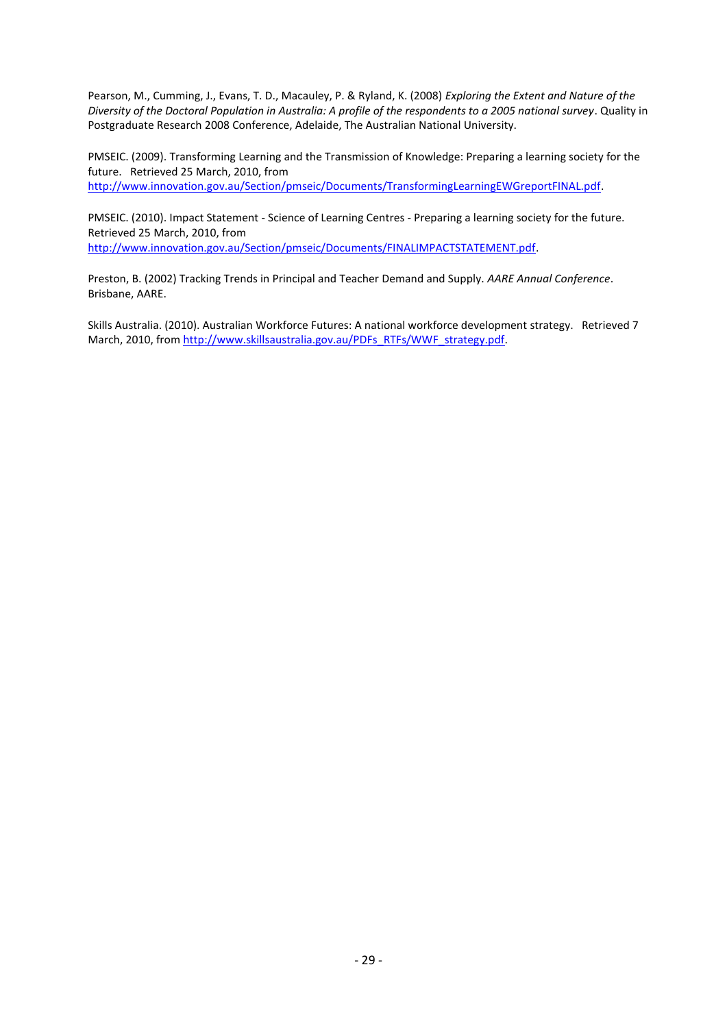Pearson, M., Cumming, J., Evans, T. D., Macauley, P. & Ryland, K. (2008) *Exploring the Extent and Nature of the Diversity of the Doctoral Population in Australia: A profile of the respondents to a 2005 national survey*. Quality in Postgraduate Research 2008 Conference, Adelaide, The Australian National University.

PMSEIC. (2009). Transforming Learning and the Transmission of Knowledge: Preparing a learning society for the future. Retrieved 25 March, 2010, from http://www.innovation.gov.au/Section/pmseic/Documents/TransformingLearningEWGreportFINAL.pdf.

PMSEIC. (2010). Impact Statement - Science of Learning Centres - Preparing a learning society for the future. Retrieved 25 March, 2010, from http://www.innovation.gov.au/Section/pmseic/Documents/FINALIMPACTSTATEMENT.pdf.

Preston, B. (2002) Tracking Trends in Principal and Teacher Demand and Supply. *AARE Annual Conference*. Brisbane, AARE.

Skills Australia. (2010). Australian Workforce Futures: A national workforce development strategy. Retrieved 7 March, 2010, from http://www.skillsaustralia.gov.au/PDFs_RTFs/WWF_strategy.pdf.